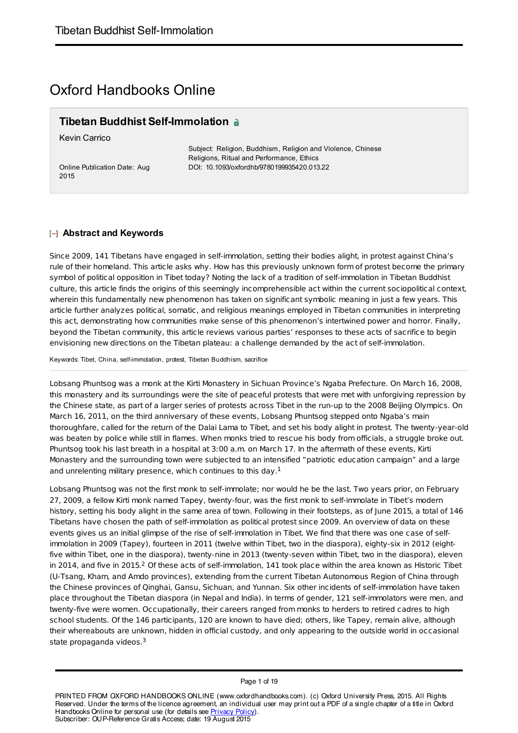# Oxford Handbooks Online

## Tibetan Buddhist Self-Immolation

Kevin Carrico

Subject: Religion, Buddhism, Religion and Violence, Chinese Religions, Ritual and Performance, Ethics

Online Publication Date: Aug 2015

DOI: 10.1093/oxfordhb/9780199935420.013.22

### Abstract and Keywords

Since 2009, 141 Tibetans have engaged in self-immolation, setting their bodies alight, in protest against China's rule of their homeland. This article asks why. How has this previously unknown form of protest become the primary symbol of political opposition in Tibet today? Noting the lack of a tradition of self-immolation in Tibetan Buddhist culture, this article finds the origins of this seemingly incomprehensible act within the current sociopolitical context, wherein this fundamentally new phenomenon has taken on significant symbolic meaning in just a few years. This article further analyzes political, somatic, and religious meanings employed in Tibetan communities in interpreting this act, demonstrating how communities make sense of this phenomenon's intertwined power and horror. Finally, beyond the Tibetan community, this article reviews various parties' responses to these acts of sacrifice to begin envisioning new directions on the Tibetan plateau: a challenge demanded by the act of self-immolation.

Keywords: Tibet, China, self-immolation, protest, Tibetan Buddhism, sacrifice

Lobsang Phuntsog was a monk at the Kirti Monastery in Sichuan Province's Ngaba Prefecture. On March 16, 2008, this monastery and its surroundings were the site of peaceful protests that were met with unforgiving repression by the Chinese state, as part of a larger series of protests across Tibet in the run-up to the 2008 Beijing Olympics. On March 16, 2011, on the third anniversary of these events, Lobsang Phuntsog stepped onto Ngaba's main thoroughfare, called for the return of the Dalai Lama to Tibet, and set his body alight in protest. The twenty-year-old was beaten by police while still in flames. When monks tried to rescue his body from officials, a struggle broke out. Phuntsog took his last breath in a hospital at 3:00 a.m. on March 17. In the aftermath of these events, Kirti Monastery and the surrounding town were subjected to an intensified "patriotic education campaign" and a large and unrelenting military presence, which continues to this day.[1]

Lobsang Phuntsog was not the first monk to self-immolate; nor would he be the last. Two years prior, on February 27, 2009, a fellow Kirti monk named Tapey, twenty-four, was the first monk to self-immolate in Tibet's modern history, setting his body alight in the same area of town. Following in their footsteps, as of June 2015, a total of 146 Tibetans have chosen the path of self-immolation as political protest since 2009. An overview of data on these events gives us an initial glimpse of the rise of self-immolation in Tibet. We find that there was one case of self-immolation in 2009 (Tapey), fourteen in 2011 (twelve within Tibet, two in the diaspora), eighty-six in 2012 (eighty-five within Tibet, one in the diaspora), twenty-nine in 2013 (twenty-seven within Tibet, two in the diaspora), eleven in 2014, and five in 2015.[2] Of these acts of self-immolation, 141 took place within the area known as Historic Tibet (U-Tsang, Kham, and Amdo provinces), extending from the current Tibetan Autonomous Region of China through the Chinese provinces of Qinghai, Gansu, Sichuan, and Yunnan. Six other incidents of self-immolation have taken place throughout the Tibetan diaspora (in Nepal and India). In terms of gender, 121 self-immolators were men, and twenty-five were women. Occupationally, their careers ranged from monks to herders to retired cadres to high school students. Of the 146 participants, 120 are known to have died; others, like Tapey, remain alive, although their whereabouts are unknown, hidden in official custody, and only appearing to the outside world in occasional state propaganda videos.[3]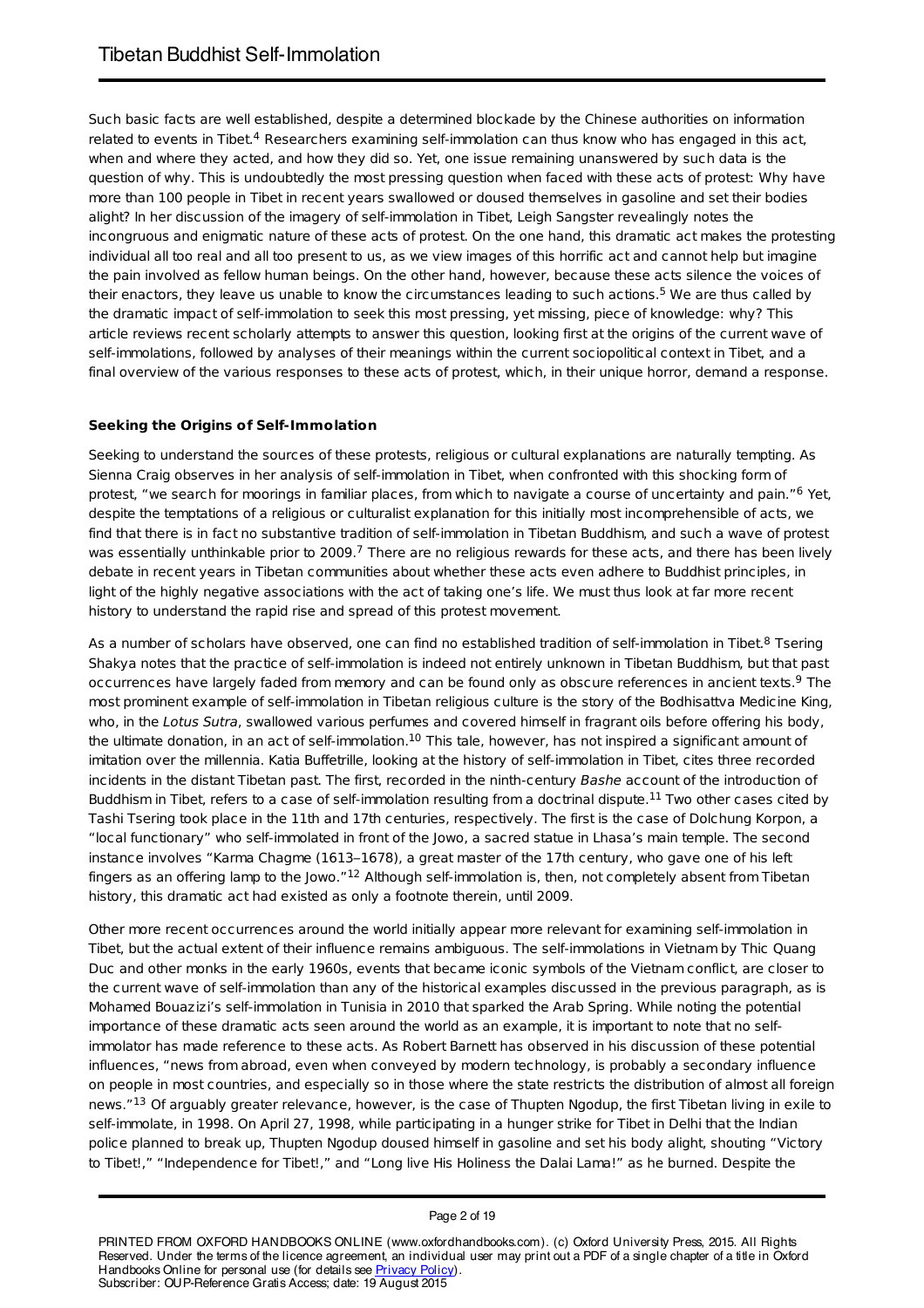Such basic facts are well established, despite a determined blockade by the Chinese authorities on information related to events in Tibet.[4] Researchers examining self-immolation can thus know who has engaged in this act, when and where they acted, and how they did so. Yet, one issue remaining unanswered by such data is the question of why. This is undoubtedly the most pressing question when faced with these acts of protest: Why have more than 100 people in Tibet in recent years swallowed or doused themselves in gasoline and set their bodies alight? In her discussion of the imagery of self-immolation in Tibet, Leigh Sangster revealingly notes the incongruous and enigmatic nature of these acts of protest. On the one hand, this dramatic act makes the protesting individual all too real and all too present to us, as we view images of this horrific act and cannot help but imagine the pain involved as fellow human beings. On the other hand, however, because these acts silence the voices of their enactors, they leave us unable to know the circumstances leading to such actions.[5] We are thus called by the dramatic impact of self-immolation to seek this most pressing, yet missing, piece of knowledge: why? This article reviews recent scholarly attempts to answer this question, looking first at the origins of the current wave of self-immolations, followed by analyses of their meanings within the current sociopolitical context in Tibet, and a final overview of the various responses to these acts of protest, which, in their unique horror, demand a response.

### Seeking the Origins of Self-Immolation

Seeking to understand the sources of these protests, religious or cultural explanations are naturally tempting. As Sienna Craig observes in her analysis of self-immolation in Tibet, when confronted with this shocking form of protest, "we search for moorings in familiar places, from which to navigate a course of uncertainty and pain."[6] Yet, despite the temptations of a religious or culturalist explanation for this initially most incomprehensible of acts, we find that there is in fact no substantive tradition of self-immolation in Tibetan Buddhism, and such a wave of protest was essentially unthinkable prior to 2009.[7] There are no religious rewards for these acts, and there has been lively debate in recent years in Tibetan communities about whether these acts even adhere to Buddhist principles, in light of the highly negative associations with the act of taking one's life. We must thus look at far more recent history to understand the rapid rise and spread of this protest movement.

As a number of scholars have observed, one can find no established tradition of self-immolation in Tibet.[8] Tsering Shakya notes that the practice of self-immolation is indeed not entirely unknown in Tibetan Buddhism, but that past occurrences have largely faded from memory and can be found only as obscure references in ancient texts.[9] The most prominent example of self-immolation in Tibetan religious culture is the story of the Bodhisattva Medicine King, who, in the *Lotus Sutra*, swallowed various perfumes and covered himself in fragrant oils before offering his body, the ultimate donation, in an act of self-immolation.[10] This tale, however, has not inspired a significant amount of imitation over the millennia. Katia Buffetrille, looking at the history of self-immolation in Tibet, cites three recorded incidents in the distant Tibetan past. The first, recorded in the ninth-century *Bashe* account of the introduction of Buddhism in Tibet, refers to a case of self-immolation resulting from a doctrinal dispute.[11] Two other cases cited by Tashi Tsering took place in the 11th and 17th centuries, respectively. The first is the case of Dolchung Korpon, a "local functionary" who self-immolated in front of the Jowo, a sacred statue in Lhasa's main temple. The second instance involves "Karma Chagme (1613–1678), a great master of the 17th century, who gave one of his left fingers as an offering lamp to the Jowo."[12] Although self-immolation is, then, not completely absent from Tibetan history, this dramatic act had existed as only a footnote therein, until 2009.

Other more recent occurrences around the world initially appear more relevant for examining self-immolation in Tibet, but the actual extent of their influence remains ambiguous. The self-immolations in Vietnam by Thic Quang Duc and other monks in the early 1960s, events that became iconic symbols of the Vietnam conflict, are closer to the current wave of self-immolation than any of the historical examples discussed in the previous paragraph, as is Mohamed Bouazizi's self-immolation in Tunisia in 2010 that sparked the Arab Spring. While noting the potential importance of these dramatic acts seen around the world as an example, it is important to note that no self-immolator has made reference to these acts. As Robert Barnett has observed in his discussion of these potential influences, "news from abroad, even when conveyed by modern technology, is probably a secondary influence on people in most countries, and especially so in those where the state restricts the distribution of almost all foreign news."[13] Of arguably greater relevance, however, is the case of Thupten Ngodup, the first Tibetan living in exile to self-immolate, in 1998. On April 27, 1998, while participating in a hunger strike for Tibet in Delhi that the Indian police planned to break up, Thupten Ngodup doused himself in gasoline and set his body alight, shouting "Victory to Tibet!," "Independence for Tibet!," and "Long live His Holiness the Dalai Lama!" as he burned. Despite the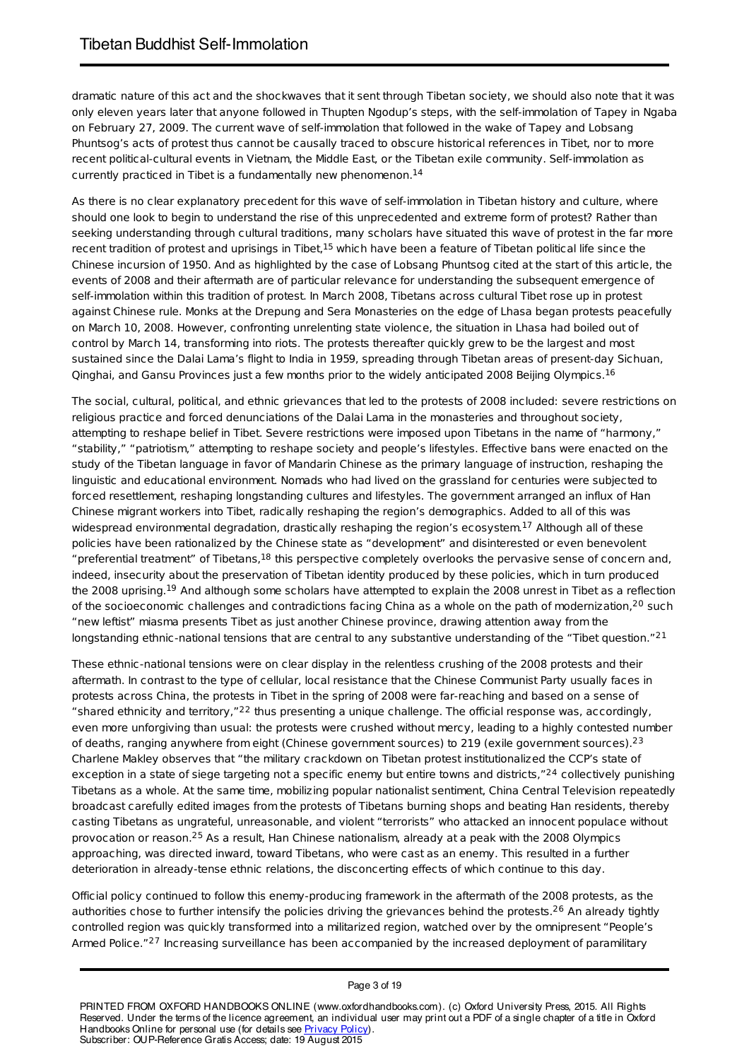dramatic nature of this act and the shockwaves that it sent through Tibetan society, we should also note that it was only eleven years later that anyone followed in Thupten Ngodup's steps, with the self-immolation of Tapey in Ngaba on February 27, 2009. The current wave of self-immolation that followed in the wake of Tapey and Lobsang Phuntsog's acts of protest thus cannot be causally traced to obscure historical references in Tibet, nor to more recent political-cultural events in Vietnam, the Middle East, or the Tibetan exile community. Self-immolation as currently practiced in Tibet is a fundamentally new phenomenon.[14]

As there is no clear explanatory precedent for this wave of self-immolation in Tibetan history and culture, where should one look to begin to understand the rise of this unprecedented and extreme form of protest? Rather than seeking understanding through cultural traditions, many scholars have situated this wave of protest in the far more recent tradition of protest and uprisings in Tibet,[15] which have been a feature of Tibetan political life since the Chinese incursion of 1950. And as highlighted by the case of Lobsang Phuntsog cited at the start of this article, the events of 2008 and their aftermath are of particular relevance for understanding the subsequent emergence of self-immolation within this tradition of protest. In March 2008, Tibetans across cultural Tibet rose up in protest against Chinese rule. Monks at the Drepung and Sera Monasteries on the edge of Lhasa began protests peacefully on March 10, 2008. However, confronting unrelenting state violence, the situation in Lhasa had boiled out of control by March 14, transforming into riots. The protests thereafter quickly grew to be the largest and most sustained since the Dalai Lama's flight to India in 1959, spreading through Tibetan areas of present-day Sichuan, Qinghai, and Gansu Provinces just a few months prior to the widely anticipated 2008 Beijing Olympics.[16]

The social, cultural, political, and ethnic grievances that led to the protests of 2008 included: severe restrictions on religious practice and forced denunciations of the Dalai Lama in the monasteries and throughout society, attempting to reshape belief in Tibet. Severe restrictions were imposed upon Tibetans in the name of "harmony," "stability," "patriotism," attempting to reshape society and people's lifestyles. Effective bans were enacted on the study of the Tibetan language in favor of Mandarin Chinese as the primary language of instruction, reshaping the linguistic and educational environment. Nomads who had lived on the grassland for centuries were subjected to forced resettlement, reshaping longstanding cultures and lifestyles. The government arranged an influx of Han Chinese migrant workers into Tibet, radically reshaping the region's demographics. Added to all of this was widespread environmental degradation, drastically reshaping the region's ecosystem.[17] Although all of these policies have been rationalized by the Chinese state as "development" and disinterested or even benevolent "preferential treatment" of Tibetans,[18] this perspective completely overlooks the pervasive sense of concern and, indeed, insecurity about the preservation of Tibetan identity produced by these policies, which in turn produced the 2008 uprising.[19] And although some scholars have attempted to explain the 2008 unrest in Tibet as a reflection of the socioeconomic challenges and contradictions facing China as a whole on the path of modernization,[20] such "new leftist" miasma presents Tibet as just another Chinese province, drawing attention away from the longstanding ethnic-national tensions that are central to any substantive understanding of the "Tibet question."[21]

These ethnic-national tensions were on clear display in the relentless crushing of the 2008 protests and their aftermath. In contrast to the type of cellular, local resistance that the Chinese Communist Party usually faces in protests across China, the protests in Tibet in the spring of 2008 were far-reaching and based on a sense of "shared ethnicity and territory,"[22] thus presenting a unique challenge. The official response was, accordingly, even more unforgiving than usual: the protests were crushed without mercy, leading to a highly contested number of deaths, ranging anywhere from eight (Chinese government sources) to 219 (exile government sources).[23] Charlene Makley observes that "the military crackdown on Tibetan protest institutionalized the CCP's state of exception in a state of siege targeting not a specific enemy but entire towns and districts,"[24] collectively punishing Tibetans as a whole. At the same time, mobilizing popular nationalist sentiment, China Central Television repeatedly broadcast carefully edited images from the protests of Tibetans burning shops and beating Han residents, thereby casting Tibetans as ungrateful, unreasonable, and violent "terrorists" who attacked an innocent populace without provocation or reason.[25] As a result, Han Chinese nationalism, already at a peak with the 2008 Olympics approaching, was directed inward, toward Tibetans, who were cast as an enemy. This resulted in a further deterioration in already-tense ethnic relations, the disconcerting effects of which continue to this day.

Official policy continued to follow this enemy-producing framework in the aftermath of the 2008 protests, as the authorities chose to further intensify the policies driving the grievances behind the protests.[26] An already tightly controlled region was quickly transformed into a militarized region, watched over by the omnipresent "People's Armed Police."[27] Increasing surveillance has been accompanied by the increased deployment of paramilitary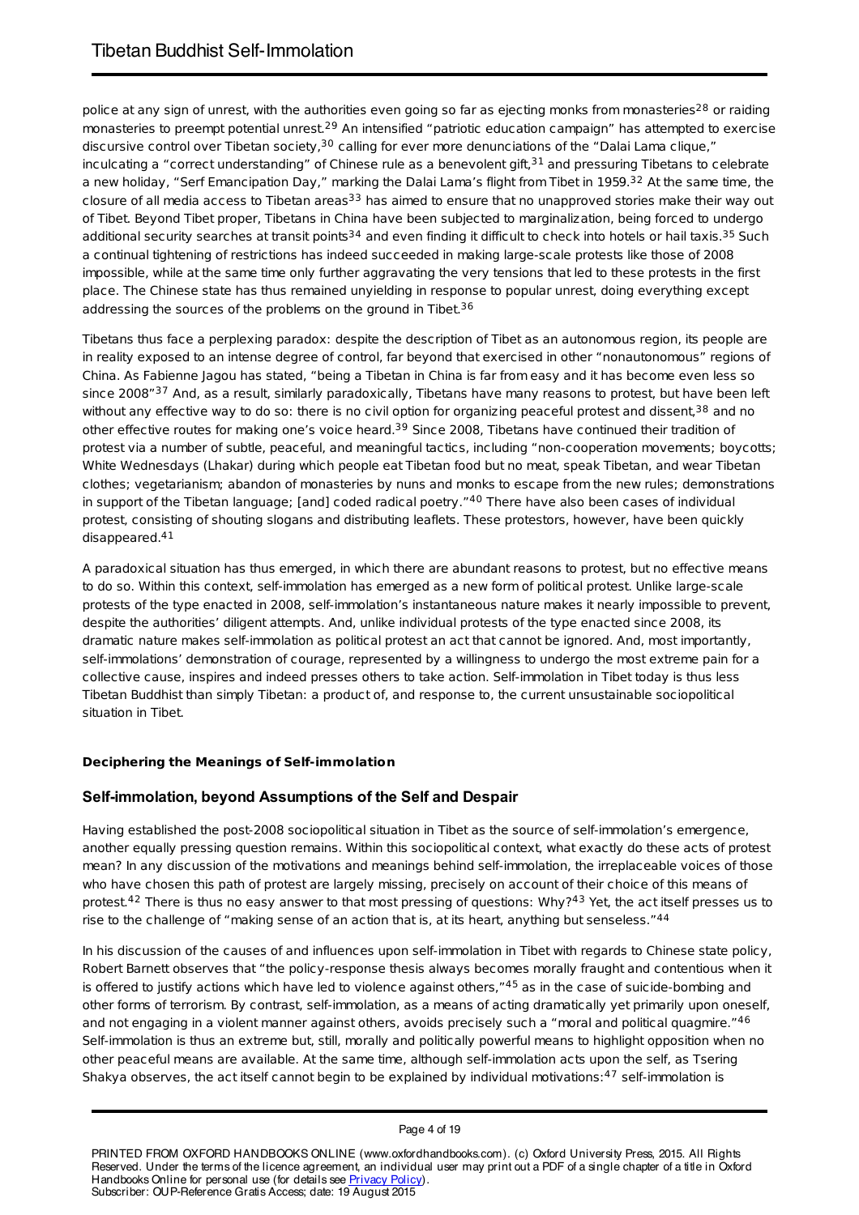police at any sign of unrest, with the authorities even going so far as ejecting monks from monasteries[28] or raiding monasteries to preempt potential unrest.[29] An intensified "patriotic education campaign" has attempted to exercise discursive control over Tibetan society,[30] calling for ever more denunciations of the "Dalai Lama clique," inculcating a "correct understanding" of Chinese rule as a benevolent gift,[31] and pressuring Tibetans to celebrate a new holiday, "Serf Emancipation Day," marking the Dalai Lama's flight from Tibet in 1959.[32] At the same time, the closure of all media access to Tibetan areas[33] has aimed to ensure that no unapproved stories make their way out of Tibet. Beyond Tibet proper, Tibetans in China have been subjected to marginalization, being forced to undergo additional security searches at transit points[34] and even finding it difficult to check into hotels or hail taxis.[35] Such a continual tightening of restrictions has indeed succeeded in making large-scale protests like those of 2008 impossible, while at the same time only further aggravating the very tensions that led to these protests in the first place. The Chinese state has thus remained unyielding in response to popular unrest, doing everything except addressing the sources of the problems on the ground in Tibet.[36]

Tibetans thus face a perplexing paradox: despite the description of Tibet as an autonomous region, its people are in reality exposed to an intense degree of control, far beyond that exercised in other "nonautonomous" regions of China. As Fabienne Jagou has stated, "being a Tibetan in China is far from easy and it has become even less so since 2008"[37] And, as a result, similarly paradoxically, Tibetans have many reasons to protest, but have been left without any effective way to do so: there is no civil option for organizing peaceful protest and dissent,[38] and no other effective routes for making one's voice heard.[39] Since 2008, Tibetans have continued their tradition of protest via a number of subtle, peaceful, and meaningful tactics, including "non-cooperation movements; boycotts; White Wednesdays (Lhakar) during which people eat Tibetan food but no meat, speak Tibetan, and wear Tibetan clothes; vegetarianism; abandon of monasteries by nuns and monks to escape from the new rules; demonstrations in support of the Tibetan language; [and] coded radical poetry."[40] There have also been cases of individual protest, consisting of shouting slogans and distributing leaflets. These protestors, however, have been quickly disappeared.[41]

A paradoxical situation has thus emerged, in which there are abundant reasons to protest, but no effective means to do so. Within this context, self-immolation has emerged as a new form of political protest. Unlike large-scale protests of the type enacted in 2008, self-immolation's instantaneous nature makes it nearly impossible to prevent, despite the authorities' diligent attempts. And, unlike individual protests of the type enacted since 2008, its dramatic nature makes self-immolation as political protest an act that cannot be ignored. And, most importantly, self-immolations' demonstration of courage, represented by a willingness to undergo the most extreme pain for a collective cause, inspires and indeed presses others to take action. Self-immolation in Tibet today is thus less Tibetan Buddhist than simply Tibetan: a product of, and response to, the current unsustainable sociopolitical situation in Tibet.

#### Deciphering the Meanings of Self-immolation

### Self-immolation, beyond Assumptions of the Self and Despair

Having established the post-2008 sociopolitical situation in Tibet as the source of self-immolation's emergence, another equally pressing question remains. Within this sociopolitical context, what exactly do these acts of protest mean? In any discussion of the motivations and meanings behind self-immolation, the irreplaceable voices of those who have chosen this path of protest are largely missing, precisely on account of their choice of this means of protest.[42] There is thus no easy answer to that most pressing of questions: Why?[43] Yet, the act itself presses us to rise to the challenge of "making sense of an action that is, at its heart, anything but senseless."[44]

In his discussion of the causes of and influences upon self-immolation in Tibet with regards to Chinese state policy, Robert Barnett observes that "the policy-response thesis always becomes morally fraught and contentious when it is offered to justify actions which have led to violence against others,"[45] as in the case of suicide-bombing and other forms of terrorism. By contrast, self-immolation, as a means of acting dramatically yet primarily upon oneself, and not engaging in a violent manner against others, avoids precisely such a "moral and political quagmire."[46] Self-immolation is thus an extreme but, still, morally and politically powerful means to highlight opposition when no other peaceful means are available. At the same time, although self-immolation acts upon the self, as Tsering Shakya observes, the act itself cannot begin to be explained by individual motivations:[47] self-immolation is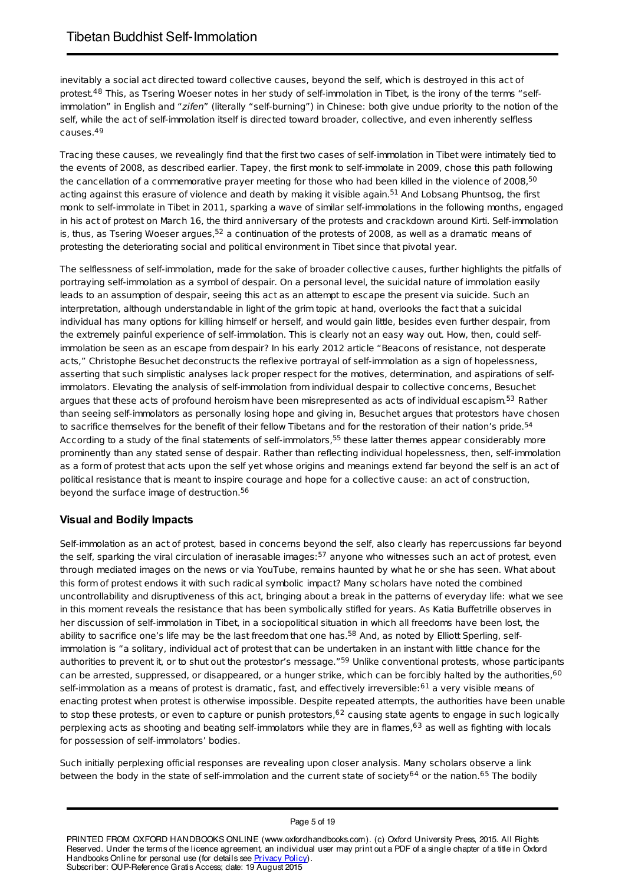inevitably a social act directed toward collective causes, beyond the self, which is destroyed in this act of protest.[48] This, as Tsering Woeser notes in her study of self-immolation in Tibet, is the irony of the terms "self-immolation" in English and "*zifen*" (literally "self-burning") in Chinese: both give undue priority to the notion of the self, while the act of self-immolation itself is directed toward broader, collective, and even inherently selfless causes.[49]

Tracing these causes, we revealingly find that the first two cases of self-immolation in Tibet were intimately tied to the events of 2008, as described earlier. Tapey, the first monk to self-immolate in 2009, chose this path following the cancellation of a commemorative prayer meeting for those who had been killed in the violence of 2008,[50] acting against this erasure of violence and death by making it visible again.[51] And Lobsang Phuntsog, the first monk to self-immolate in Tibet in 2011, sparking a wave of similar self-immolations in the following months, engaged in his act of protest on March 16, the third anniversary of the protests and crackdown around Kirti. Self-immolation is, thus, as Tsering Woeser argues,[52] a continuation of the protests of 2008, as well as a dramatic means of protesting the deteriorating social and political environment in Tibet since that pivotal year.

The selflessness of self-immolation, made for the sake of broader collective causes, further highlights the pitfalls of portraying self-immolation as a symbol of despair. On a personal level, the suicidal nature of immolation easily leads to an assumption of despair, seeing this act as an attempt to escape the present via suicide. Such an interpretation, although understandable in light of the grim topic at hand, overlooks the fact that a suicidal individual has many options for killing himself or herself, and would gain little, besides even further despair, from the extremely painful experience of self-immolation. This is clearly not an easy way out. How, then, could self-immolation be seen as an escape from despair? In his early 2012 article "Beacons of resistance, not desperate acts," Christophe Besuchet deconstructs the reflexive portrayal of self-immolation as a sign of hopelessness, asserting that such simplistic analyses lack proper respect for the motives, determination, and aspirations of self-immolators. Elevating the analysis of self-immolation from individual despair to collective concerns, Besuchet argues that these acts of profound heroism have been misrepresented as acts of individual escapism.[53] Rather than seeing self-immolators as personally losing hope and giving in, Besuchet argues that protestors have chosen to sacrifice themselves for the benefit of their fellow Tibetans and for the restoration of their nation's pride.[54] According to a study of the final statements of self-immolators,[55] these latter themes appear considerably more prominently than any stated sense of despair. Rather than reflecting individual hopelessness, then, self-immolation as a form of protest that acts upon the self yet whose origins and meanings extend far beyond the self is an act of political resistance that is meant to inspire courage and hope for a collective cause: an act of construction, beyond the surface image of destruction.[56]

### Visual and Bodily Impacts

Self-immolation as an act of protest, based in concerns beyond the self, also clearly has repercussions far beyond the self, sparking the viral circulation of inerasable images:[57] anyone who witnesses such an act of protest, even through mediated images on the news or via YouTube, remains haunted by what he or she has seen. What about this form of protest endows it with such radical symbolic impact? Many scholars have noted the combined uncontrollability and disruptiveness of this act, bringing about a break in the patterns of everyday life: what we see in this moment reveals the resistance that has been symbolically stifled for years. As Katia Buffetrille observes in her discussion of self-immolation in Tibet, in a sociopolitical situation in which all freedoms have been lost, the ability to sacrifice one's life may be the last freedom that one has.[58] And, as noted by Elliott Sperling, self-immolation is "a solitary, individual act of protest that can be undertaken in an instant with little chance for the authorities to prevent it, or to shut out the protestor's message."[59] Unlike conventional protests, whose participants can be arrested, suppressed, or disappeared, or a hunger strike, which can be forcibly halted by the authorities,[60] self-immolation as a means of protest is dramatic, fast, and effectively irreversible:[61] a very visible means of enacting protest when protest is otherwise impossible. Despite repeated attempts, the authorities have been unable to stop these protests, or even to capture or punish protestors,[62] causing state agents to engage in such logically perplexing acts as shooting and beating self-immolators while they are in flames,[63] as well as fighting with locals for possession of self-immolators' bodies.

Such initially perplexing official responses are revealing upon closer analysis. Many scholars observe a link between the body in the state of self-immolation and the current state of society[64] or the nation.[65] The bodily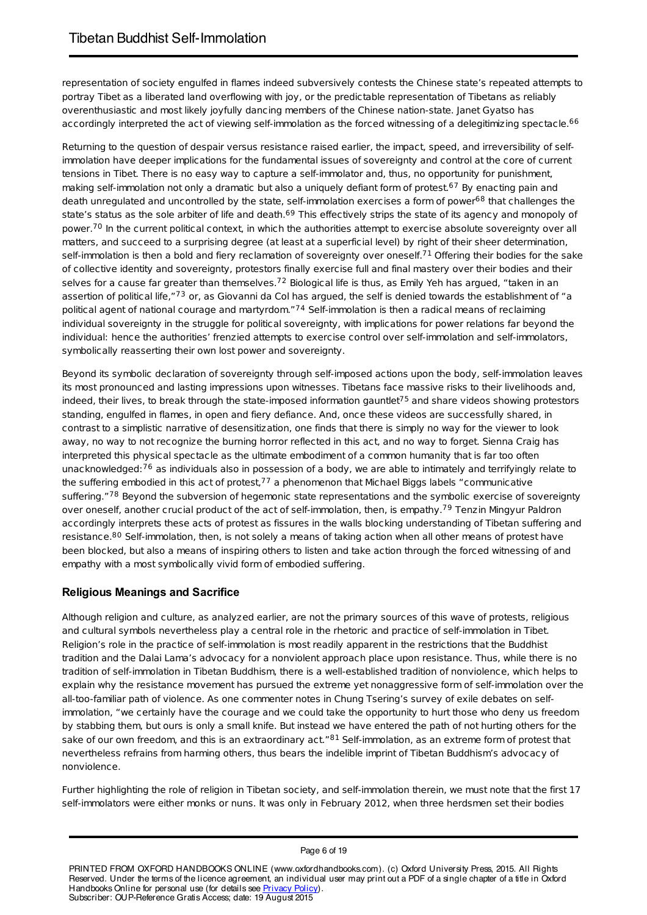representation of society engulfed in flames indeed subversively contests the Chinese state's repeated attempts to portray Tibet as a liberated land overflowing with joy, or the predictable representation of Tibetans as reliably overenthusiastic and most likely joyfully dancing members of the Chinese nation-state. Janet Gyatso has accordingly interpreted the act of viewing self-immolation as the forced witnessing of a delegitimizing spectacle.[66]

Returning to the question of despair versus resistance raised earlier, the impact, speed, and irreversibility of self-immolation have deeper implications for the fundamental issues of sovereignty and control at the core of current tensions in Tibet. There is no easy way to capture a self-immolator and, thus, no opportunity for punishment, making self-immolation not only a dramatic but also a uniquely defiant form of protest.[67] By enacting pain and death unregulated and uncontrolled by the state, self-immolation exercises a form of power[68] that challenges the state's status as the sole arbiter of life and death.[69] This effectively strips the state of its agency and monopoly of power.[70] In the current political context, in which the authorities attempt to exercise absolute sovereignty over all matters, and succeed to a surprising degree (at least at a superficial level) by right of their sheer determination, self-immolation is then a bold and fiery reclamation of sovereignty over oneself.[71] Offering their bodies for the sake of collective identity and sovereignty, protestors finally exercise full and final mastery over their bodies and their selves for a cause far greater than themselves.[72] Biological life is thus, as Emily Yeh has argued, "taken in an assertion of political life,"[73] or, as Giovanni da Col has argued, the self is denied towards the establishment of "a political agent of national courage and martyrdom."[74] Self-immolation is then a radical means of reclaiming individual sovereignty in the struggle for political sovereignty, with implications for power relations far beyond the individual: hence the authorities' frenzied attempts to exercise control over self-immolation and self-immolators, symbolically reasserting their own lost power and sovereignty.

Beyond its symbolic declaration of sovereignty through self-imposed actions upon the body, self-immolation leaves its most pronounced and lasting impressions upon witnesses. Tibetans face massive risks to their livelihoods and, indeed, their lives, to break through the state-imposed information gauntlet[75] and share videos showing protestors standing, engulfed in flames, in open and fiery defiance. And, once these videos are successfully shared, in contrast to a simplistic narrative of desensitization, one finds that there is simply no way for the viewer to look away, no way to not recognize the burning horror reflected in this act, and no way to forget. Sienna Craig has interpreted this physical spectacle as the ultimate embodiment of a common humanity that is far too often unacknowledged:[76] as individuals also in possession of a body, we are able to intimately and terrifyingly relate to the suffering embodied in this act of protest,[77] a phenomenon that Michael Biggs labels "communicative suffering."[78] Beyond the subversion of hegemonic state representations and the symbolic exercise of sovereignty over oneself, another crucial product of the act of self-immolation, then, is empathy.[79] Tenzin Mingyur Paldron accordingly interprets these acts of protest as fissures in the walls blocking understanding of Tibetan suffering and resistance.[80] Self-immolation, then, is not solely a means of taking action when all other means of protest have been blocked, but also a means of inspiring others to listen and take action through the forced witnessing of and empathy with a most symbolically vivid form of embodied suffering.

## Religious Meanings and Sacrifice

Although religion and culture, as analyzed earlier, are not the primary sources of this wave of protests, religious and cultural symbols nevertheless play a central role in the rhetoric and practice of self-immolation in Tibet. Religion's role in the practice of self-immolation is most readily apparent in the restrictions that the Buddhist tradition and the Dalai Lama's advocacy for a nonviolent approach place upon resistance. Thus, while there is no tradition of self-immolation in Tibetan Buddhism, there is a well-established tradition of nonviolence, which helps to explain why the resistance movement has pursued the extreme yet nonaggressive form of self-immolation over the all-too-familiar path of violence. As one commenter notes in Chung Tsering's survey of exile debates on self-immolation, "we certainly have the courage and we could take the opportunity to hurt those who deny us freedom by stabbing them, but ours is only a small knife. But instead we have entered the path of not hurting others for the sake of our own freedom, and this is an extraordinary act."[81] Self-immolation, as an extreme form of protest that nevertheless refrains from harming others, thus bears the indelible imprint of Tibetan Buddhism's advocacy of nonviolence.

Further highlighting the role of religion in Tibetan society, and self-immolation therein, we must note that the first 17 self-immolators were either monks or nuns. It was only in February 2012, when three herdsmen set their bodies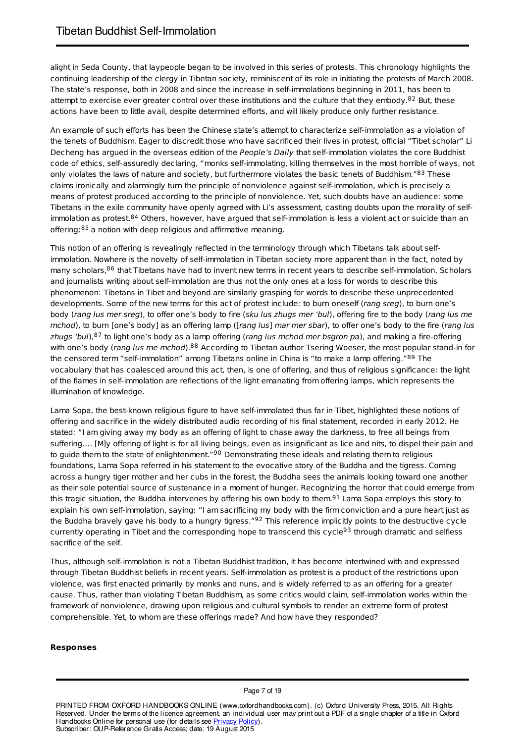alight in Seda County, that laypeople began to be involved in this series of protests. This chronology highlights the continuing leadership of the clergy in Tibetan society, reminiscent of its role in initiating the protests of March 2008. The state's response, both in 2008 and since the increase in self-immolations beginning in 2011, has been to attempt to exercise ever greater control over these institutions and the culture that they embody.[82] But, these actions have been to little avail, despite determined efforts, and will likely produce only further resistance.

An example of such efforts has been the Chinese state's attempt to characterize self-immolation as a violation of the tenets of Buddhism. Eager to discredit those who have sacrificed their lives in protest, official "Tibet scholar" Li Decheng has argued in the overseas edition of the *People's Daily* that self-immolation violates the core Buddhist code of ethics, self-assuredly declaring, "monks self-immolating, killing themselves in the most horrible of ways, not only violates the laws of nature and society, but furthermore violates the basic tenets of Buddhism."[83] These claims ironically and alarmingly turn the principle of nonviolence against self-immolation, which is precisely a means of protest produced according to the principle of nonviolence. Yet, such doubts have an audience: some Tibetans in the exile community have openly agreed with Li's assessment, casting doubts upon the morality of self-immolation as protest.[84] Others, however, have argued that self-immolation is less a violent act or suicide than an offering:[85] a notion with deep religious and affirmative meaning.

This notion of an offering is revealingly reflected in the terminology through which Tibetans talk about self-immolation. Nowhere is the novelty of self-immolation in Tibetan society more apparent than in the fact, noted by many scholars,[86] that Tibetans have had to invent new terms in recent years to describe self-immolation. Scholars and journalists writing about self-immolation are thus not the only ones at a loss for words to describe this phenomenon: Tibetans in Tibet and beyond are similarly grasping for words to describe these unprecedented developments. Some of the new terms for this act of protest include: to burn oneself (*rang sreg*), to burn one's body (*rang lus mer sreg*), to offer one's body to fire (*sku lus zhugs mer 'bul*), offering fire to the body (*rang lus me mchod*), to burn [one's body] as an offering lamp ([*rang lus*] *mar mer sbar*), to offer one's body to the fire (*rang lus zhugs 'bul*),[87] to light one's body as a lamp offering (*rang lus mchod mer bsgron pa*), and making a fire-offering with one's body (*rang lus me mchod*).[88] According to Tibetan author Tsering Woeser, the most popular stand-in for the censored term "self-immolation" among Tibetans online in China is "to make a lamp offering."[89] The vocabulary that has coalesced around this act, then, is one of offering, and thus of religious significance: the light of the flames in self-immolation are reflections of the light emanating from offering lamps, which represents the illumination of knowledge.

Lama Sopa, the best-known religious figure to have self-immolated thus far in Tibet, highlighted these notions of offering and sacrifice in the widely distributed audio recording of his final statement, recorded in early 2012. He stated: "I am giving away my body as an offering of light to chase away the darkness, to free all beings from suffering…. [M]y offering of light is for all living beings, even as insignificant as lice and nits, to dispel their pain and to guide them to the state of enlightenment."[90] Demonstrating these ideals and relating them to religious foundations, Lama Sopa referred in his statement to the evocative story of the Buddha and the tigress. Coming across a hungry tiger mother and her cubs in the forest, the Buddha sees the animals looking toward one another as their sole potential source of sustenance in a moment of hunger. Recognizing the horror that could emerge from this tragic situation, the Buddha intervenes by offering his own body to them.[91] Lama Sopa employs this story to explain his own self-immolation, saying: "I am sacrificing my body with the firm conviction and a pure heart just as the Buddha bravely gave his body to a hungry tigress."[92] This reference implicitly points to the destructive cycle currently operating in Tibet and the corresponding hope to transcend this cycle[93] through dramatic and selfless sacrifice of the self.

Thus, although self-immolation is not a Tibetan Buddhist tradition, it has become intertwined with and expressed through Tibetan Buddhist beliefs in recent years. Self-immolation as protest is a product of the restrictions upon violence, was first enacted primarily by monks and nuns, and is widely referred to as an offering for a greater cause. Thus, rather than violating Tibetan Buddhism, as some critics would claim, self-immolation works within the framework of nonviolence, drawing upon religious and cultural symbols to render an extreme form of protest comprehensible. Yet, to whom are these offerings made? And how have they responded?

**Responses**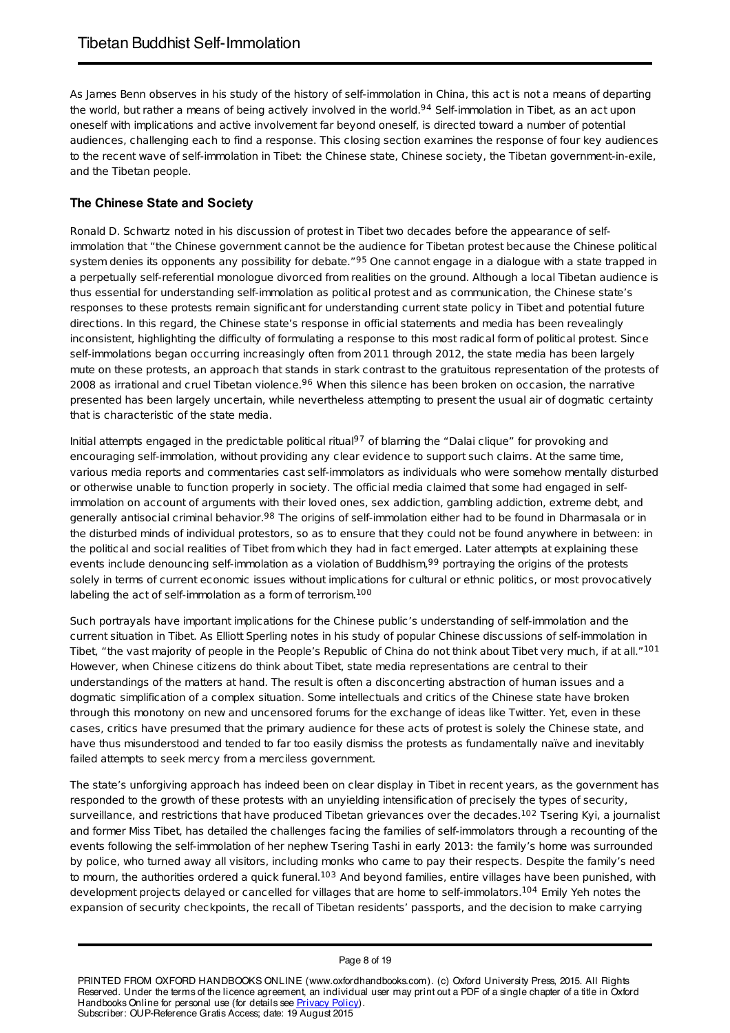As James Benn observes in his study of the history of self-immolation in China, this act is not a means of departing the world, but rather a means of being actively involved in the world.[94] Self-immolation in Tibet, as an act upon oneself with implications and active involvement far beyond oneself, is directed toward a number of potential audiences, challenging each to find a response. This closing section examines the response of four key audiences to the recent wave of self-immolation in Tibet: the Chinese state, Chinese society, the Tibetan government-in-exile, and the Tibetan people.

## The Chinese State and Society

Ronald D. Schwartz noted in his discussion of protest in Tibet two decades before the appearance of self-immolation that "the Chinese government cannot be the audience for Tibetan protest because the Chinese political system denies its opponents any possibility for debate."[95] One cannot engage in a dialogue with a state trapped in a perpetually self-referential monologue divorced from realities on the ground. Although a local Tibetan audience is thus essential for understanding self-immolation as political protest and as communication, the Chinese state's responses to these protests remain significant for understanding current state policy in Tibet and potential future directions. In this regard, the Chinese state's response in official statements and media has been revealingly inconsistent, highlighting the difficulty of formulating a response to this most radical form of political protest. Since self-immolations began occurring increasingly often from 2011 through 2012, the state media has been largely mute on these protests, an approach that stands in stark contrast to the gratuitous representation of the protests of 2008 as irrational and cruel Tibetan violence.[96] When this silence has been broken on occasion, the narrative presented has been largely uncertain, while nevertheless attempting to present the usual air of dogmatic certainty that is characteristic of the state media.

Initial attempts engaged in the predictable political ritual[97] of blaming the "Dalai clique" for provoking and encouraging self-immolation, without providing any clear evidence to support such claims. At the same time, various media reports and commentaries cast self-immolators as individuals who were somehow mentally disturbed or otherwise unable to function properly in society. The official media claimed that some had engaged in self-immolation on account of arguments with their loved ones, sex addiction, gambling addiction, extreme debt, and generally antisocial criminal behavior.[98] The origins of self-immolation either had to be found in Dharmasala or in the disturbed minds of individual protestors, so as to ensure that they could not be found anywhere in between: in the political and social realities of Tibet from which they had in fact emerged. Later attempts at explaining these events include denouncing self-immolation as a violation of Buddhism,[99] portraying the origins of the protests solely in terms of current economic issues without implications for cultural or ethnic politics, or most provocatively labeling the act of self-immolation as a form of terrorism.[100]

Such portrayals have important implications for the Chinese public's understanding of self-immolation and the current situation in Tibet. As Elliott Sperling notes in his study of popular Chinese discussions of self-immolation in Tibet, "the vast majority of people in the People's Republic of China do not think about Tibet very much, if at all."[101] However, when Chinese citizens do think about Tibet, state media representations are central to their understandings of the matters at hand. The result is often a disconcerting abstraction of human issues and a dogmatic simplification of a complex situation. Some intellectuals and critics of the Chinese state have broken through this monotony on new and uncensored forums for the exchange of ideas like Twitter. Yet, even in these cases, critics have presumed that the primary audience for these acts of protest is solely the Chinese state, and have thus misunderstood and tended to far too easily dismiss the protests as fundamentally naïve and inevitably failed attempts to seek mercy from a merciless government.

The state's unforgiving approach has indeed been on clear display in Tibet in recent years, as the government has responded to the growth of these protests with an unyielding intensification of precisely the types of security, surveillance, and restrictions that have produced Tibetan grievances over the decades.[102] Tsering Kyi, a journalist and former Miss Tibet, has detailed the challenges facing the families of self-immolators through a recounting of the events following the self-immolation of her nephew Tsering Tashi in early 2013: the family's home was surrounded by police, who turned away all visitors, including monks who came to pay their respects. Despite the family's need to mourn, the authorities ordered a quick funeral.[103] And beyond families, entire villages have been punished, with development projects delayed or cancelled for villages that are home to self-immolators.[104] Emily Yeh notes the expansion of security checkpoints, the recall of Tibetan residents' passports, and the decision to make carrying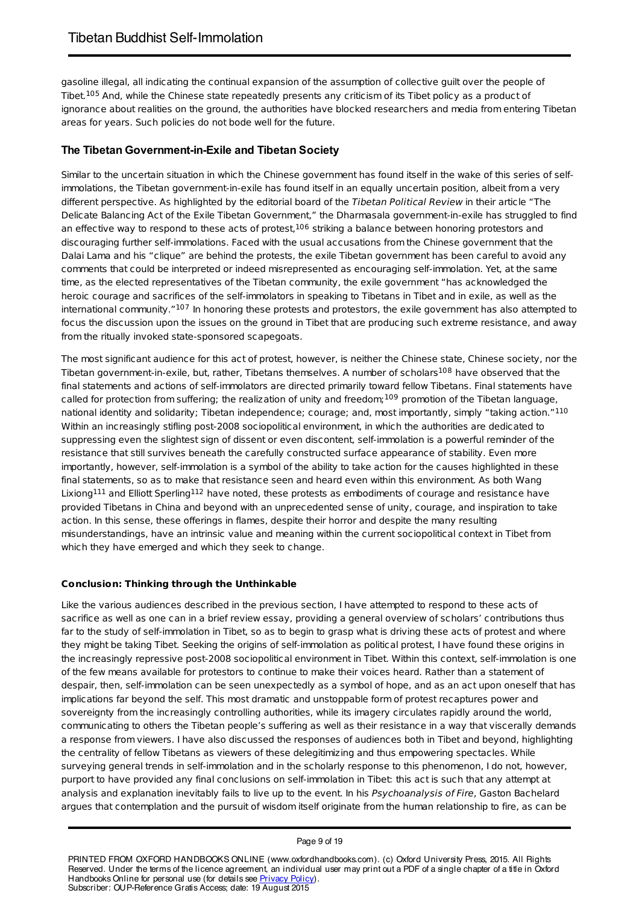gasoline illegal, all indicating the continual expansion of the assumption of collective guilt over the people of Tibet.[105] And, while the Chinese state repeatedly presents any criticism of its Tibet policy as a product of ignorance about realities on the ground, the authorities have blocked researchers and media from entering Tibetan areas for years. Such policies do not bode well for the future.

## The Tibetan Government-in-Exile and Tibetan Society

Similar to the uncertain situation in which the Chinese government has found itself in the wake of this series of self-immolations, the Tibetan government-in-exile has found itself in an equally uncertain position, albeit from a very different perspective. As highlighted by the editorial board of the *Tibetan Political Review* in their article "The Delicate Balancing Act of the Exile Tibetan Government," the Dharmasala government-in-exile has struggled to find an effective way to respond to these acts of protest,[106] striking a balance between honoring protestors and discouraging further self-immolations. Faced with the usual accusations from the Chinese government that the Dalai Lama and his "clique" are behind the protests, the exile Tibetan government has been careful to avoid any comments that could be interpreted or indeed misrepresented as encouraging self-immolation. Yet, at the same time, as the elected representatives of the Tibetan community, the exile government "has acknowledged the heroic courage and sacrifices of the self-immolators in speaking to Tibetans in Tibet and in exile, as well as the international community."[107] In honoring these protests and protestors, the exile government has also attempted to focus the discussion upon the issues on the ground in Tibet that are producing such extreme resistance, and away from the ritually invoked state-sponsored scapegoats.

The most significant audience for this act of protest, however, is neither the Chinese state, Chinese society, nor the Tibetan government-in-exile, but, rather, Tibetans themselves. A number of scholars[108] have observed that the final statements and actions of self-immolators are directed primarily toward fellow Tibetans. Final statements have called for protection from suffering; the realization of unity and freedom;[109] promotion of the Tibetan language, national identity and solidarity; Tibetan independence; courage; and, most importantly, simply "taking action."[110] Within an increasingly stifling post-2008 sociopolitical environment, in which the authorities are dedicated to suppressing even the slightest sign of dissent or even discontent, self-immolation is a powerful reminder of the resistance that still survives beneath the carefully constructed surface appearance of stability. Even more importantly, however, self-immolation is a symbol of the ability to take action for the causes highlighted in these final statements, so as to make that resistance seen and heard even within this environment. As both Wang Lixiong[111] and Elliott Sperling[112] have noted, these protests as embodiments of courage and resistance have provided Tibetans in China and beyond with an unprecedented sense of unity, courage, and inspiration to take action. In this sense, these offerings in flames, despite their horror and despite the many resulting misunderstandings, have an intrinsic value and meaning within the current sociopolitical context in Tibet from which they have emerged and which they seek to change.

## Conclusion: Thinking through the Unthinkable

Like the various audiences described in the previous section, I have attempted to respond to these acts of sacrifice as well as one can in a brief review essay, providing a general overview of scholars' contributions thus far to the study of self-immolation in Tibet, so as to begin to grasp what is driving these acts of protest and where they might be taking Tibet. Seeking the origins of self-immolation as political protest, I have found these origins in the increasingly repressive post-2008 sociopolitical environment in Tibet. Within this context, self-immolation is one of the few means available for protestors to continue to make their voices heard. Rather than a statement of despair, then, self-immolation can be seen unexpectedly as a symbol of hope, and as an act upon oneself that has implications far beyond the self. This most dramatic and unstoppable form of protest recaptures power and sovereignty from the increasingly controlling authorities, while its imagery circulates rapidly around the world, communicating to others the Tibetan people's suffering as well as their resistance in a way that viscerally demands a response from viewers. I have also discussed the responses of audiences both in Tibet and beyond, highlighting the centrality of fellow Tibetans as viewers of these delegitimizing and thus empowering spectacles. While surveying general trends in self-immolation and in the scholarly response to this phenomenon, I do not, however, purport to have provided any final conclusions on self-immolation in Tibet: this act is such that any attempt at analysis and explanation inevitably fails to live up to the event. In his *Psychoanalysis of Fire*, Gaston Bachelard argues that contemplation and the pursuit of wisdom itself originate from the human relationship to fire, as can be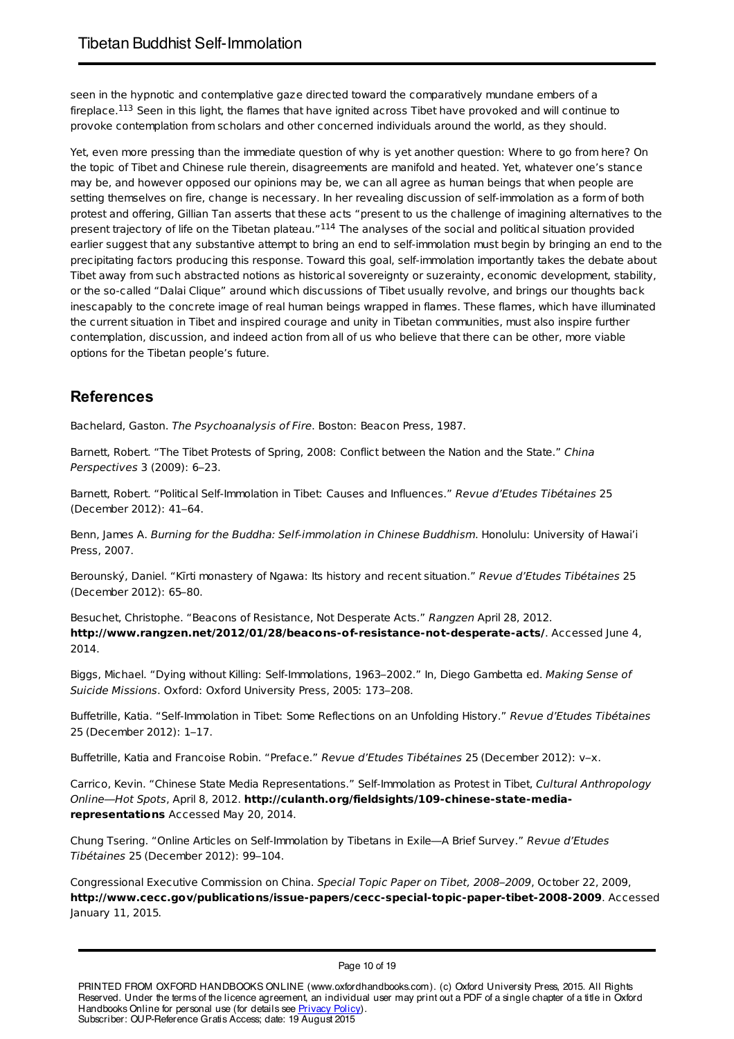seen in the hypnotic and contemplative gaze directed toward the comparatively mundane embers of a fireplace.[113] Seen in this light, the flames that have ignited across Tibet have provoked and will continue to provoke contemplation from scholars and other concerned individuals around the world, as they should.

Yet, even more pressing than the immediate question of why is yet another question: Where to go from here? On the topic of Tibet and Chinese rule therein, disagreements are manifold and heated. Yet, whatever one's stance may be, and however opposed our opinions may be, we can all agree as human beings that when people are setting themselves on fire, change is necessary. In her revealing discussion of self-immolation as a form of both protest and offering, Gillian Tan asserts that these acts "present to us the challenge of imagining alternatives to the present trajectory of life on the Tibetan plateau."[114] The analyses of the social and political situation provided earlier suggest that any substantive attempt to bring an end to self-immolation must begin by bringing an end to the precipitating factors producing this response. Toward this goal, self-immolation importantly takes the debate about Tibet away from such abstracted notions as historical sovereignty or suzerainty, economic development, stability, or the so-called "Dalai Clique" around which discussions of Tibet usually revolve, and brings our thoughts back inescapably to the concrete image of real human beings wrapped in flames. These flames, which have illuminated the current situation in Tibet and inspired courage and unity in Tibetan communities, must also inspire further contemplation, discussion, and indeed action from all of us who believe that there can be other, more viable options for the Tibetan people's future.

## References

Bachelard, Gaston. *The Psychoanalysis of Fire*. Boston: Beacon Press, 1987.

Barnett, Robert. "The Tibet Protests of Spring, 2008: Conflict between the Nation and the State." *China Perspectives* 3 (2009): 6–23.

Barnett, Robert. "Political Self-Immolation in Tibet: Causes and Influences." *Revue d'Etudes Tibétaines* 25 (December 2012): 41–64.

Benn, James A. *Burning for the Buddha: Self-immolation in Chinese Buddhism*. Honolulu: University of Hawai'i Press, 2007.

Berounský, Daniel. "Kīrti monastery of Ngawa: Its history and recent situation." *Revue d'Etudes Tibétaines* 25 (December 2012): 65–80.

Besuchet, Christophe. "Beacons of Resistance, Not Desperate Acts." *Rangzen* April 28, 2012. **http://www.rangzen.net/2012/01/28/beacons-of-resistance-not-desperate-acts/**. Accessed June 4, 2014.

Biggs, Michael. "Dying without Killing: Self-Immolations, 1963–2002." In, Diego Gambetta ed. *Making Sense of Suicide Missions*. Oxford: Oxford University Press, 2005: 173–208.

Buffetrille, Katia. "Self-Immolation in Tibet: Some Reflections on an Unfolding History." *Revue d'Etudes Tibétaines* 25 (December 2012): 1–17.

Buffetrille, Katia and Francoise Robin. "Preface." *Revue d'Etudes Tibétaines* 25 (December 2012): v–x.

Carrico, Kevin. "Chinese State Media Representations." Self-Immolation as Protest in Tibet, *Cultural Anthropology Online—Hot Spots*, April 8, 2012. **http://culanth.org/fieldsights/109-chinese-state-media-representations** Accessed May 20, 2014.

Chung Tsering. "Online Articles on Self-Immolation by Tibetans in Exile—A Brief Survey." *Revue d'Etudes Tibétaines* 25 (December 2012): 99–104.

Congressional Executive Commission on China. *Special Topic Paper on Tibet, 2008–2009*, October 22, 2009, **http://www.cecc.gov/publications/issue-papers/cecc-special-topic-paper-tibet-2008-2009**. Accessed January 11, 2015.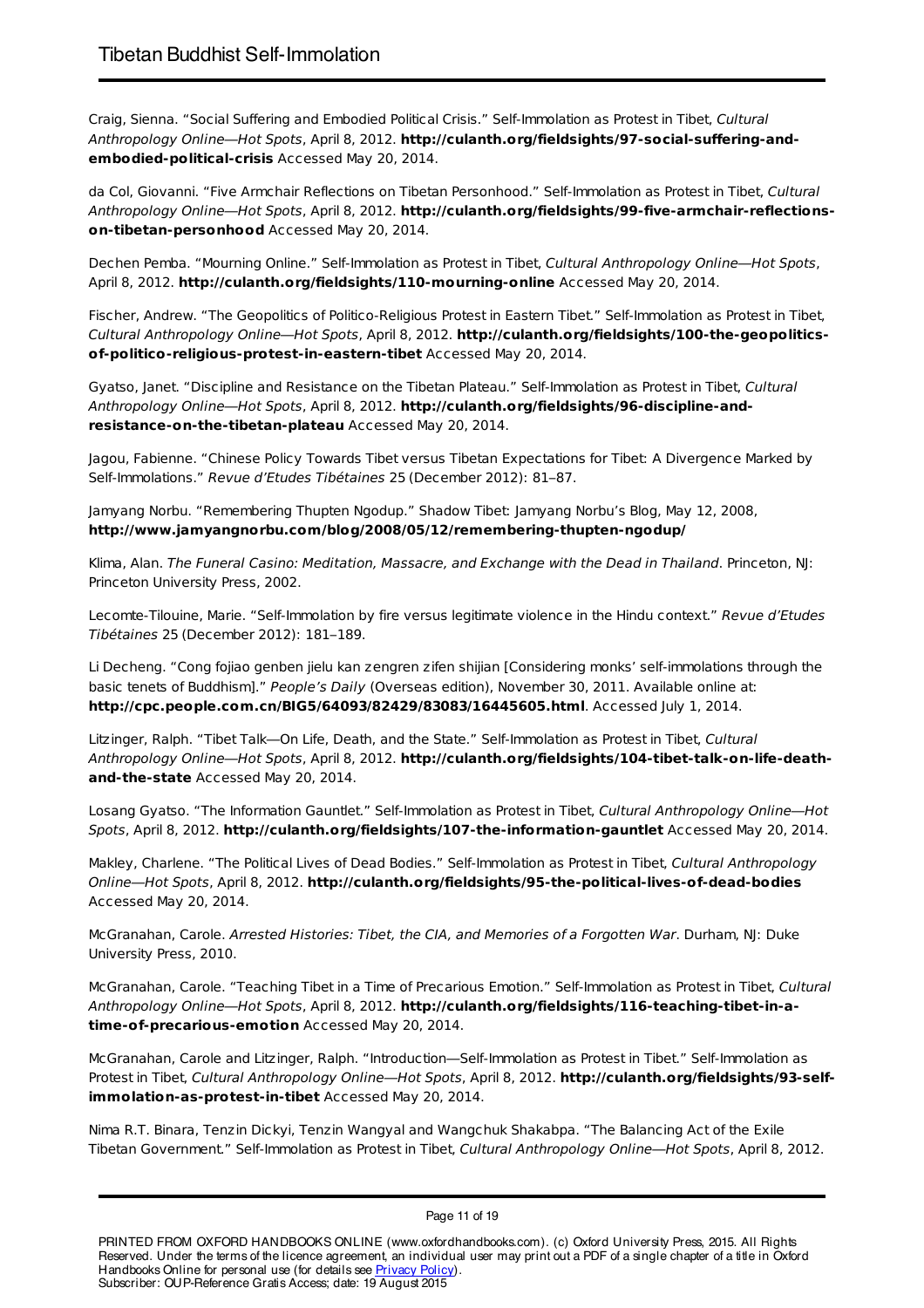Craig, Sienna. "Social Suffering and Embodied Political Crisis." Self-Immolation as Protest in Tibet, *Cultural Anthropology Online—Hot Spots*, April 8, 2012. **http://culanth.org/fieldsights/97-social-suffering-and-embodied-political-crisis** Accessed May 20, 2014.

da Col, Giovanni. "Five Armchair Reflections on Tibetan Personhood." Self-Immolation as Protest in Tibet, *Cultural Anthropology Online—Hot Spots*, April 8, 2012. **http://culanth.org/fieldsights/99-five-armchair-reflections-on-tibetan-personhood** Accessed May 20, 2014.

Dechen Pemba. "Mourning Online." Self-Immolation as Protest in Tibet, *Cultural Anthropology Online—Hot Spots*, April 8, 2012. **http://culanth.org/fieldsights/110-mourning-online** Accessed May 20, 2014.

Fischer, Andrew. "The Geopolitics of Politico-Religious Protest in Eastern Tibet." Self-Immolation as Protest in Tibet, *Cultural Anthropology Online—Hot Spots*, April 8, 2012. **http://culanth.org/fieldsights/100-the-geopolitics-of-politico-religious-protest-in-eastern-tibet** Accessed May 20, 2014.

Gyatso, Janet. "Discipline and Resistance on the Tibetan Plateau." Self-Immolation as Protest in Tibet, *Cultural Anthropology Online—Hot Spots*, April 8, 2012. **http://culanth.org/fieldsights/96-discipline-and-resistance-on-the-tibetan-plateau** Accessed May 20, 2014.

Jagou, Fabienne. "Chinese Policy Towards Tibet versus Tibetan Expectations for Tibet: A Divergence Marked by Self-Immolations." *Revue d'Etudes Tibétaines* 25 (December 2012): 81–87.

Jamyang Norbu. "Remembering Thupten Ngodup." Shadow Tibet: Jamyang Norbu's Blog, May 12, 2008, **http://www.jamyangnorbu.com/blog/2008/05/12/remembering-thupten-ngodup/**

Klima, Alan. *The Funeral Casino: Meditation, Massacre, and Exchange with the Dead in Thailand*. Princeton, NJ: Princeton University Press, 2002.

Lecomte-Tilouine, Marie. "Self-Immolation by fire versus legitimate violence in the Hindu context." *Revue d'Etudes Tibétaines* 25 (December 2012): 181–189.

Li Decheng. "Cong fojiao genben jielu kan zengren zifen shijian [Considering monks' self-immolations through the basic tenets of Buddhism]." *People's Daily* (Overseas edition), November 30, 2011. Available online at: **http://cpc.people.com.cn/BIG5/64093/82429/83083/16445605.html**. Accessed July 1, 2014.

Litzinger, Ralph. "Tibet Talk—On Life, Death, and the State." Self-Immolation as Protest in Tibet, *Cultural Anthropology Online—Hot Spots*, April 8, 2012. **http://culanth.org/fieldsights/104-tibet-talk-on-life-death-and-the-state** Accessed May 20, 2014.

Losang Gyatso. "The Information Gauntlet." Self-Immolation as Protest in Tibet, *Cultural Anthropology Online—Hot Spots*, April 8, 2012. **http://culanth.org/fieldsights/107-the-information-gauntlet** Accessed May 20, 2014.

Makley, Charlene. "The Political Lives of Dead Bodies." Self-Immolation as Protest in Tibet, *Cultural Anthropology Online—Hot Spots*, April 8, 2012. **http://culanth.org/fieldsights/95-the-political-lives-of-dead-bodies** Accessed May 20, 2014.

McGranahan, Carole. *Arrested Histories: Tibet, the CIA, and Memories of a Forgotten War*. Durham, NJ: Duke University Press, 2010.

McGranahan, Carole. "Teaching Tibet in a Time of Precarious Emotion." Self-Immolation as Protest in Tibet, *Cultural Anthropology Online—Hot Spots*, April 8, 2012. **http://culanth.org/fieldsights/116-teaching-tibet-in-a-time-of-precarious-emotion** Accessed May 20, 2014.

McGranahan, Carole and Litzinger, Ralph. "Introduction—Self-Immolation as Protest in Tibet." Self-Immolation as Protest in Tibet, *Cultural Anthropology Online—Hot Spots*, April 8, 2012. **http://culanth.org/fieldsights/93-self-immolation-as-protest-in-tibet** Accessed May 20, 2014.

Nima R.T. Binara, Tenzin Dickyi, Tenzin Wangyal and Wangchuk Shakabpa. "The Balancing Act of the Exile Tibetan Government." Self-Immolation as Protest in Tibet, *Cultural Anthropology Online—Hot Spots*, April 8, 2012.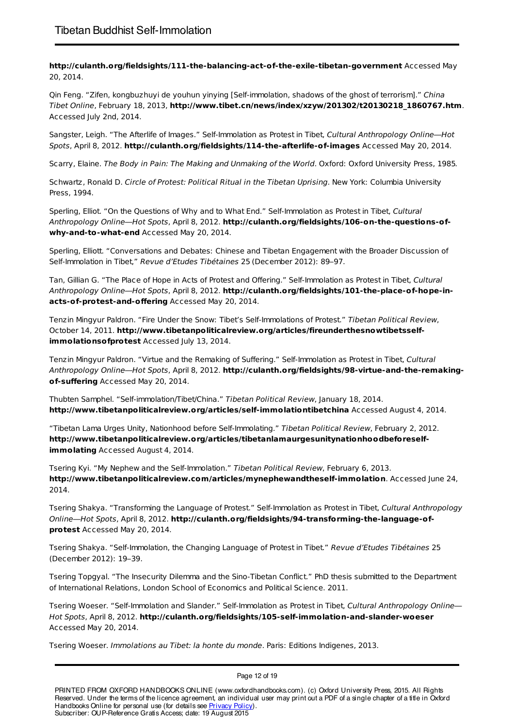**http://culanth.org/fieldsights/111-the-balancing-act-of-the-exile-tibetan-government** Accessed May 20, 2014.

Qin Feng. “Zifen, kongbuzhuyi de youhun yinying [Self-immolation, shadows of the ghost of terrorism].” *China Tibet Online*, February 18, 2013, **http://www.tibet.cn/news/index/xzyw/201302/t20130218_1860767.htm**. Accessed July 2nd, 2014.

Sangster, Leigh. “The Afterlife of Images.” Self-Immolation as Protest in Tibet, *Cultural Anthropology Online—Hot Spots*, April 8, 2012. **http://culanth.org/fieldsights/114-the-afterlife-of-images** Accessed May 20, 2014.

Scarry, Elaine. *The Body in Pain: The Making and Unmaking of the World*. Oxford: Oxford University Press, 1985.

Schwartz, Ronald D. *Circle of Protest: Political Ritual in the Tibetan Uprising*. New York: Columbia University Press, 1994.

Sperling, Elliot. “On the Questions of Why and to What End.” Self-Immolation as Protest in Tibet, *Cultural Anthropology Online—Hot Spots*, April 8, 2012. **http://culanth.org/fieldsights/106-on-the-questions-of-why-and-to-what-end** Accessed May 20, 2014.

Sperling, Elliott. “Conversations and Debates: Chinese and Tibetan Engagement with the Broader Discussion of Self-Immolation in Tibet,” *Revue d’Etudes Tibétaines* 25 (December 2012): 89–97.

Tan, Gillian G. “The Place of Hope in Acts of Protest and Offering.” Self-Immolation as Protest in Tibet, *Cultural Anthropology Online—Hot Spots*, April 8, 2012. **http://culanth.org/fieldsights/101-the-place-of-hope-in-acts-of-protest-and-offering** Accessed May 20, 2014.

Tenzin Mingyur Paldron. “Fire Under the Snow: Tibet’s Self-Immolations of Protest.” *Tibetan Political Review*, October 14, 2011. **http://www.tibetanpoliticalreview.org/articles/fireunderthesnowtibetsself-immolationsofprotest** Accessed July 13, 2014.

Tenzin Mingyur Paldron. “Virtue and the Remaking of Suffering.” Self-Immolation as Protest in Tibet, *Cultural Anthropology Online—Hot Spots*, April 8, 2012. **http://culanth.org/fieldsights/98-virtue-and-the-remaking-of-suffering** Accessed May 20, 2014.

Thubten Samphel. “Self-immolation/Tibet/China.” *Tibetan Political Review*, January 18, 2014. **http://www.tibetanpoliticalreview.org/articles/self-immolationtibetchina** Accessed August 4, 2014.

“Tibetan Lama Urges Unity, Nationhood before Self-Immolating.” *Tibetan Political Review*, February 2, 2012. **http://www.tibetanpoliticalreview.org/articles/tibetanlamaurgesunitynationhoodbeforeself-immolating** Accessed August 4, 2014.

Tsering Kyi. “My Nephew and the Self-Immolation.” *Tibetan Political Review*, February 6, 2013. **http://www.tibetanpoliticalreview.com/articles/mynephewandtheself-immolation**. Accessed June 24, 2014.

Tsering Shakya. “Transforming the Language of Protest.” Self-Immolation as Protest in Tibet, *Cultural Anthropology Online—Hot Spots*, April 8, 2012. **http://culanth.org/fieldsights/94-transforming-the-language-of-protest** Accessed May 20, 2014.

Tsering Shakya. “Self-Immolation, the Changing Language of Protest in Tibet.” *Revue d’Etudes Tibétaines* 25 (December 2012): 19–39.

Tsering Topgyal. “The Insecurity Dilemma and the Sino-Tibetan Conflict.” PhD thesis submitted to the Department of International Relations, London School of Economics and Political Science. 2011.

Tsering Woeser. “Self-Immolation and Slander.” Self-Immolation as Protest in Tibet, *Cultural Anthropology Online—Hot Spots*, April 8, 2012. **http://culanth.org/fieldsights/105-self-immolation-and-slander-woeser** Accessed May 20, 2014.

Tsering Woeser. *Immolations au Tibet: la honte du monde*. Paris: Editions Indigenes, 2013.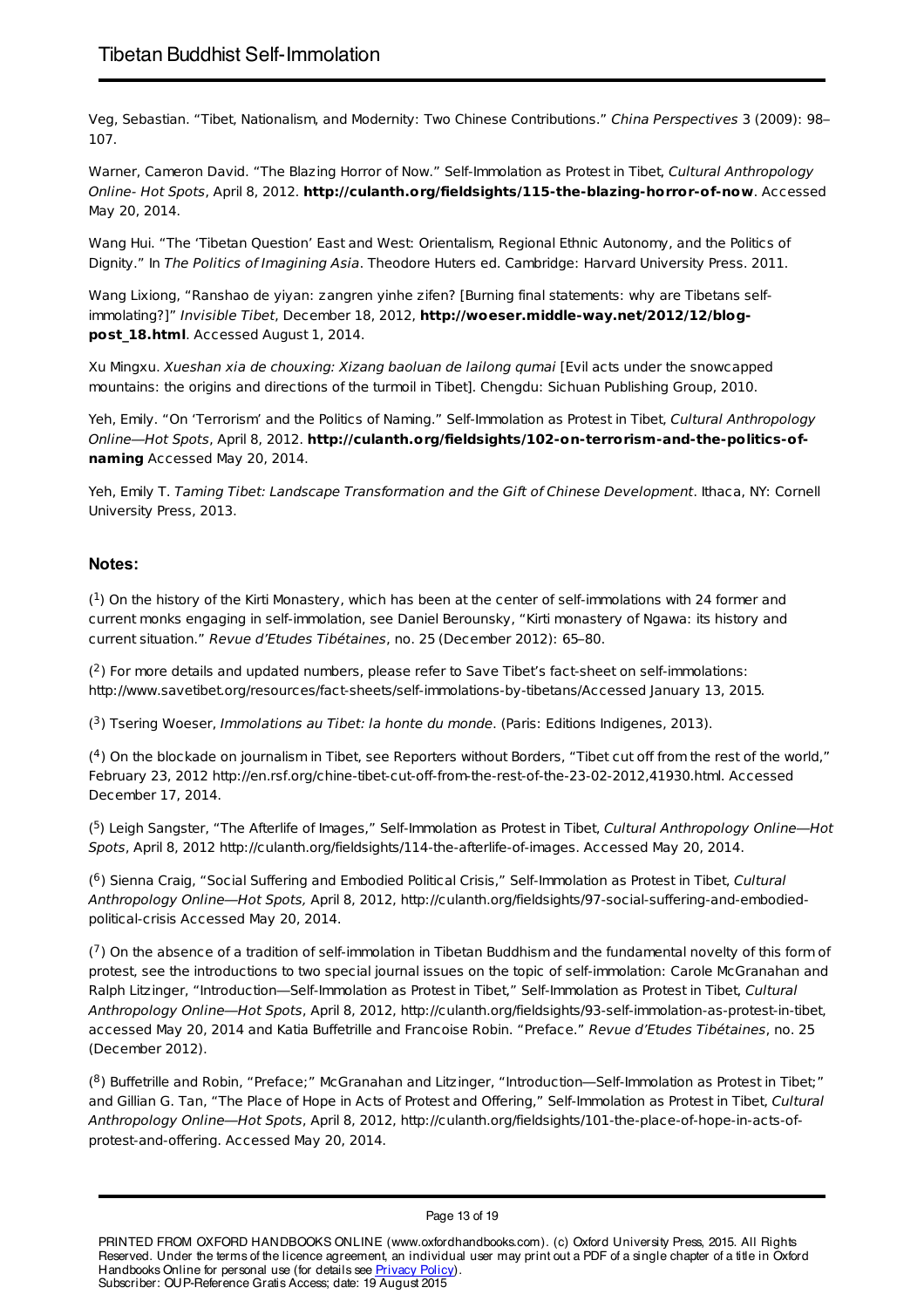Veg, Sebastian. "Tibet, Nationalism, and Modernity: Two Chinese Contributions." *China Perspectives* 3 (2009): 98–107.

Warner, Cameron David. "The Blazing Horror of Now." Self-Immolation as Protest in Tibet, *Cultural Anthropology Online- Hot Spots*, April 8, 2012. **http://culanth.org/fieldsights/115-the-blazing-horror-of-now**. Accessed May 20, 2014.

Wang Hui. "The 'Tibetan Question' East and West: Orientalism, Regional Ethnic Autonomy, and the Politics of Dignity." In *The Politics of Imagining Asia*. Theodore Huters ed. Cambridge: Harvard University Press. 2011.

Wang Lixiong, "Ranshao de yiyan: zangren yinhe zifen? [Burning final statements: why are Tibetans self-immolating?]" *Invisible Tibet*, December 18, 2012, **http://woeser.middle-way.net/2012/12/blog-post_18.html**. Accessed August 1, 2014.

Xu Mingxu. *Xueshan xia de chouxing: Xizang baoluan de lailong qumai* [Evil acts under the snowcapped mountains: the origins and directions of the turmoil in Tibet]. Chengdu: Sichuan Publishing Group, 2010.

Yeh, Emily. "On 'Terrorism' and the Politics of Naming." Self-Immolation as Protest in Tibet, *Cultural Anthropology Online—Hot Spots*, April 8, 2012. **http://culanth.org/fieldsights/102-on-terrorism-and-the-politics-of-naming** Accessed May 20, 2014.

Yeh, Emily T. *Taming Tibet: Landscape Transformation and the Gift of Chinese Development*. Ithaca, NY: Cornell University Press, 2013.

### Notes:

([1]) On the history of the Kirti Monastery, which has been at the center of self-immolations with 24 former and current monks engaging in self-immolation, see Daniel Berounsky, "Kirti monastery of Ngawa: its history and current situation." *Revue d'Etudes Tibétaines*, no. 25 (December 2012): 65–80.

([2]) For more details and updated numbers, please refer to Save Tibet's fact-sheet on self-immolations: http://www.savetibet.org/resources/fact-sheets/self-immolations-by-tibetans/Accessed January 13, 2015.

([3]) Tsering Woeser, *Immolations au Tibet: la honte du monde*. (Paris: Editions Indigenes, 2013).

([4]) On the blockade on journalism in Tibet, see Reporters without Borders, "Tibet cut off from the rest of the world," February 23, 2012 http://en.rsf.org/chine-tibet-cut-off-from-the-rest-of-the-23-02-2012,41930.html. Accessed December 17, 2014.

([5]) Leigh Sangster, "The Afterlife of Images," Self-Immolation as Protest in Tibet, *Cultural Anthropology Online—Hot Spots*, April 8, 2012 http://culanth.org/fieldsights/114-the-afterlife-of-images. Accessed May 20, 2014.

([6]) Sienna Craig, "Social Suffering and Embodied Political Crisis," Self-Immolation as Protest in Tibet, *Cultural Anthropology Online—Hot Spots,* April 8, 2012, http://culanth.org/fieldsights/97-social-suffering-and-embodied-political-crisis Accessed May 20, 2014.

([7]) On the absence of a tradition of self-immolation in Tibetan Buddhism and the fundamental novelty of this form of protest, see the introductions to two special journal issues on the topic of self-immolation: Carole McGranahan and Ralph Litzinger, "Introduction—Self-Immolation as Protest in Tibet," Self-Immolation as Protest in Tibet, *Cultural Anthropology Online—Hot Spots*, April 8, 2012, http://culanth.org/fieldsights/93-self-immolation-as-protest-in-tibet, accessed May 20, 2014 and Katia Buffetrille and Francoise Robin. "Preface." *Revue d'Etudes Tibétaines*, no. 25 (December 2012).

([8]) Buffetrille and Robin, "Preface;" McGranahan and Litzinger, "Introduction—Self-Immolation as Protest in Tibet;" and Gillian G. Tan, "The Place of Hope in Acts of Protest and Offering," Self-Immolation as Protest in Tibet, *Cultural Anthropology Online—Hot Spots*, April 8, 2012, http://culanth.org/fieldsights/101-the-place-of-hope-in-acts-of-protest-and-offering. Accessed May 20, 2014.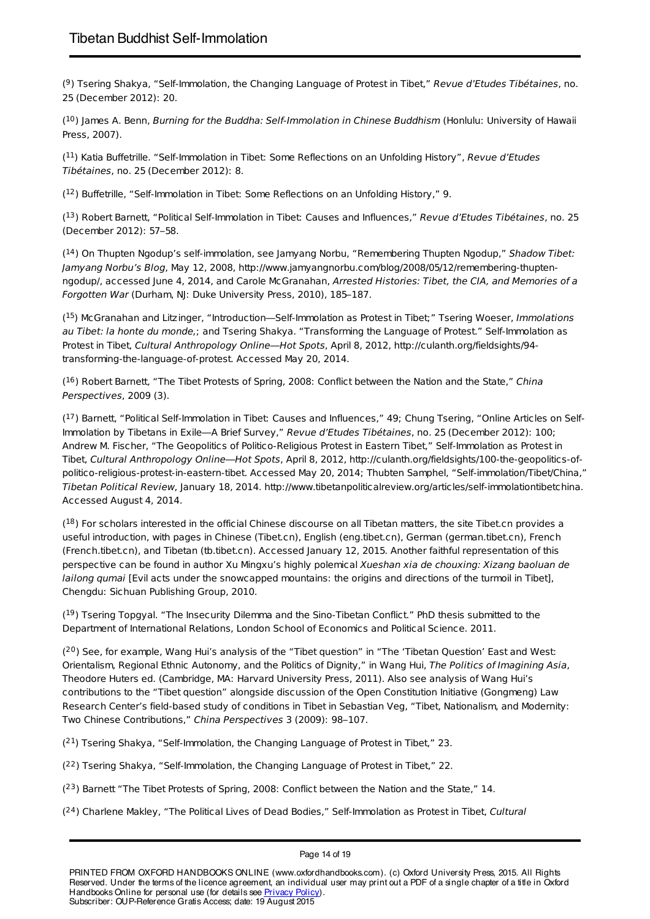([9]) Tsering Shakya, “Self-Immolation, the Changing Language of Protest in Tibet,” *Revue d’Etudes Tibétaines*, no. 25 (December 2012): 20.

([10]) James A. Benn, *Burning for the Buddha: Self-Immolation in Chinese Buddhism* (Honlulu: University of Hawaii Press, 2007).

([11]) Katia Buffetrille. “Self-Immolation in Tibet: Some Reflections on an Unfolding History”, *Revue d’Etudes Tibétaines*, no. 25 (December 2012): 8.

([12]) Buffetrille, “Self-Immolation in Tibet: Some Reflections on an Unfolding History,” 9.

([13]) Robert Barnett, “Political Self-Immolation in Tibet: Causes and Influences,” *Revue d’Etudes Tibétaines*, no. 25 (December 2012): 57–58.

([14]) On Thupten Ngodup’s self-immolation, see Jamyang Norbu, “Remembering Thupten Ngodup,” *Shadow Tibet: Jamyang Norbu’s Blog*, May 12, 2008, http://www.jamyangnorbu.com/blog/2008/05/12/remembering-thupten-ngodup/, accessed June 4, 2014, and Carole McGranahan, *Arrested Histories: Tibet, the CIA, and Memories of a Forgotten War* (Durham, NJ: Duke University Press, 2010), 185–187.

([15]) McGranahan and Litzinger, “Introduction—Self-Immolation as Protest in Tibet;” Tsering Woeser, *Immolations au Tibet: la honte du monde*,; and Tsering Shakya. “Transforming the Language of Protest.” Self-Immolation as Protest in Tibet, *Cultural Anthropology Online—Hot Spots*, April 8, 2012, http://culanth.org/fieldsights/94-transforming-the-language-of-protest. Accessed May 20, 2014.

([16]) Robert Barnett, “The Tibet Protests of Spring, 2008: Conflict between the Nation and the State,” *China Perspectives*, 2009 (3).

([17]) Barnett, “Political Self-Immolation in Tibet: Causes and Influences,” 49; Chung Tsering, “Online Articles on Self-Immolation by Tibetans in Exile—A Brief Survey,” *Revue d’Etudes Tibétaines*, no. 25 (December 2012): 100; Andrew M. Fischer, “The Geopolitics of Politico-Religious Protest in Eastern Tibet,” Self-Immolation as Protest in Tibet, *Cultural Anthropology Online—Hot Spots*, April 8, 2012, http://culanth.org/fieldsights/100-the-geopolitics-of-politico-religious-protest-in-eastern-tibet. Accessed May 20, 2014; Thubten Samphel, “Self-immolation/Tibet/China,” *Tibetan Political Review*, January 18, 2014. http://www.tibetanpoliticalreview.org/articles/self-immolationtibetchina. Accessed August 4, 2014.

([18]) For scholars interested in the official Chinese discourse on all Tibetan matters, the site Tibet.cn provides a useful introduction, with pages in Chinese (Tibet.cn), English (eng.tibet.cn), German (german.tibet.cn), French (French.tibet.cn), and Tibetan (tb.tibet.cn). Accessed January 12, 2015. Another faithful representation of this perspective can be found in author Xu Mingxu’s highly polemical *Xueshan xia de chouxing: Xizang baoluan de lailong qumai* [Evil acts under the snowcapped mountains: the origins and directions of the turmoil in Tibet], Chengdu: Sichuan Publishing Group, 2010.

([19]) Tsering Topgyal. “The Insecurity Dilemma and the Sino-Tibetan Conflict.” PhD thesis submitted to the Department of International Relations, London School of Economics and Political Science. 2011.

([20]) See, for example, Wang Hui’s analysis of the “Tibet question” in “The ‘Tibetan Question’ East and West: Orientalism, Regional Ethnic Autonomy, and the Politics of Dignity,” in Wang Hui, *The Politics of Imagining Asia*, Theodore Huters ed. (Cambridge, MA: Harvard University Press, 2011). Also see analysis of Wang Hui’s contributions to the “Tibet question” alongside discussion of the Open Constitution Initiative (Gongmeng) Law Research Center’s field-based study of conditions in Tibet in Sebastian Veg, “Tibet, Nationalism, and Modernity: Two Chinese Contributions,” *China Perspectives* 3 (2009): 98–107.

([21]) Tsering Shakya, “Self-Immolation, the Changing Language of Protest in Tibet,” 23.

([22]) Tsering Shakya, “Self-Immolation, the Changing Language of Protest in Tibet,” 22.

([23]) Barnett “The Tibet Protests of Spring, 2008: Conflict between the Nation and the State,” 14.

([24]) Charlene Makley, “The Political Lives of Dead Bodies,” Self-Immolation as Protest in Tibet, *Cultural*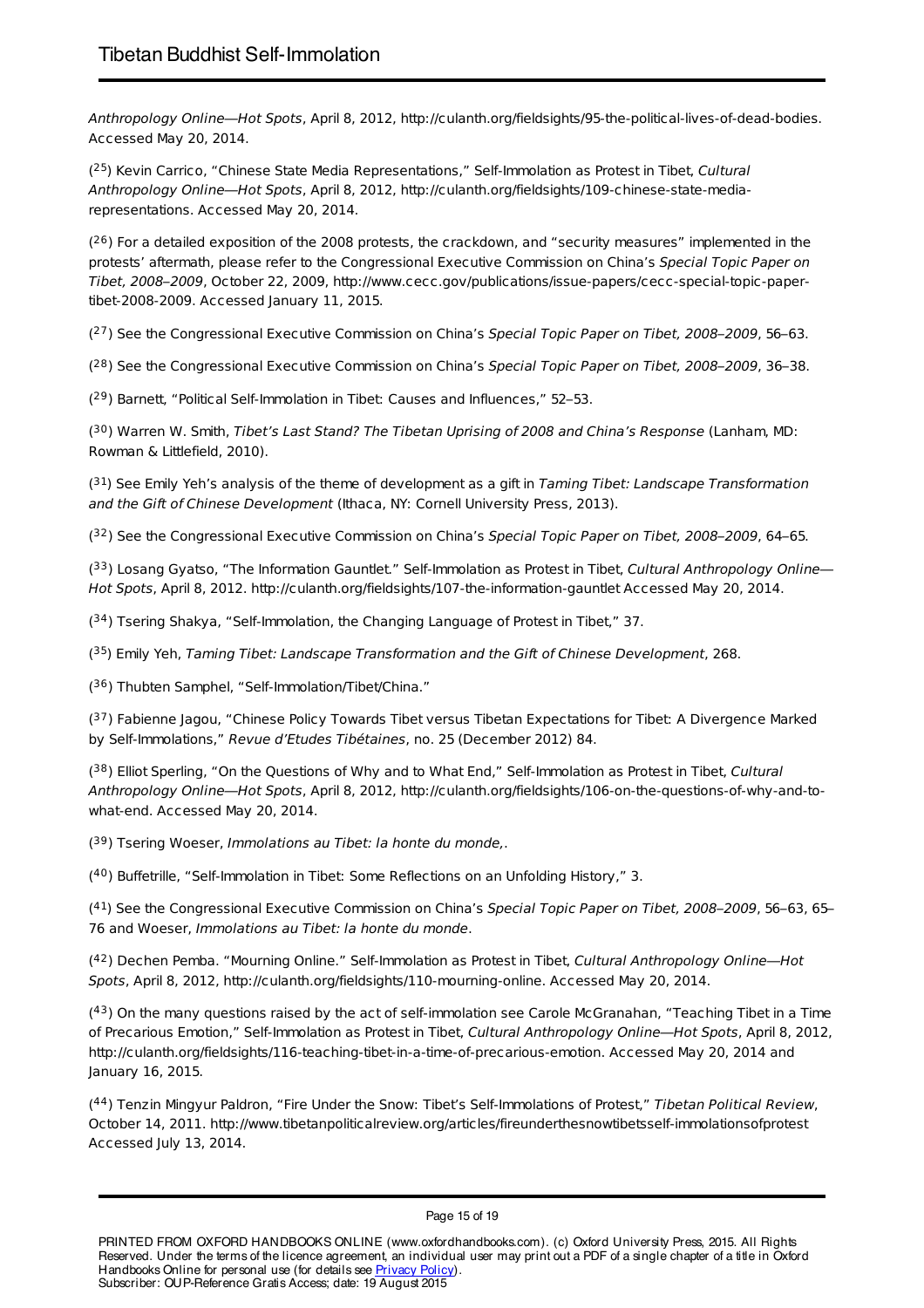*Anthropology Online—Hot Spots*, April 8, 2012, http://culanth.org/fieldsights/95-the-political-lives-of-dead-bodies. Accessed May 20, 2014.

([25]) Kevin Carrico, "Chinese State Media Representations," Self-Immolation as Protest in Tibet, *Cultural Anthropology Online—Hot Spots*, April 8, 2012, http://culanth.org/fieldsights/109-chinese-state-media-representations. Accessed May 20, 2014.

([26]) For a detailed exposition of the 2008 protests, the crackdown, and "security measures" implemented in the protests' aftermath, please refer to the Congressional Executive Commission on China's *Special Topic Paper on Tibet, 2008–2009*, October 22, 2009, http://www.cecc.gov/publications/issue-papers/cecc-special-topic-paper-tibet-2008-2009. Accessed January 11, 2015.

([27]) See the Congressional Executive Commission on China's *Special Topic Paper on Tibet, 2008–2009*, 56–63.

([28]) See the Congressional Executive Commission on China's *Special Topic Paper on Tibet, 2008–2009*, 36–38.

([29]) Barnett, "Political Self-Immolation in Tibet: Causes and Influences," 52–53.

([30]) Warren W. Smith, *Tibet's Last Stand? The Tibetan Uprising of 2008 and China's Response* (Lanham, MD: Rowman & Littlefield, 2010).

([31]) See Emily Yeh's analysis of the theme of development as a gift in *Taming Tibet: Landscape Transformation and the Gift of Chinese Development* (Ithaca, NY: Cornell University Press, 2013).

([32]) See the Congressional Executive Commission on China's *Special Topic Paper on Tibet, 2008–2009*, 64–65.

([33]) Losang Gyatso, "The Information Gauntlet." Self-Immolation as Protest in Tibet, *Cultural Anthropology Online—Hot Spots*, April 8, 2012. http://culanth.org/fieldsights/107-the-information-gauntlet Accessed May 20, 2014.

([34]) Tsering Shakya, "Self-Immolation, the Changing Language of Protest in Tibet," 37.

([35]) Emily Yeh, *Taming Tibet: Landscape Transformation and the Gift of Chinese Development*, 268.

([36]) Thubten Samphel, "Self-Immolation/Tibet/China."

([37]) Fabienne Jagou, "Chinese Policy Towards Tibet versus Tibetan Expectations for Tibet: A Divergence Marked by Self-Immolations," *Revue d'Etudes Tibétaines*, no. 25 (December 2012) 84.

([38]) Elliot Sperling, "On the Questions of Why and to What End," Self-Immolation as Protest in Tibet, *Cultural Anthropology Online—Hot Spots*, April 8, 2012, http://culanth.org/fieldsights/106-on-the-questions-of-why-and-to-what-end. Accessed May 20, 2014.

([39]) Tsering Woeser, *Immolations au Tibet: la honte du monde*,.

([40]) Buffetrille, "Self-Immolation in Tibet: Some Reflections on an Unfolding History," 3.

([41]) See the Congressional Executive Commission on China's *Special Topic Paper on Tibet, 2008–2009*, 56–63, 65–76 and Woeser, *Immolations au Tibet: la honte du monde*.

([42]) Dechen Pemba. "Mourning Online." Self-Immolation as Protest in Tibet, *Cultural Anthropology Online—Hot Spots*, April 8, 2012, http://culanth.org/fieldsights/110-mourning-online. Accessed May 20, 2014.

([43]) On the many questions raised by the act of self-immolation see Carole McGranahan, "Teaching Tibet in a Time of Precarious Emotion," Self-Immolation as Protest in Tibet, *Cultural Anthropology Online—Hot Spots*, April 8, 2012, http://culanth.org/fieldsights/116-teaching-tibet-in-a-time-of-precarious-emotion. Accessed May 20, 2014 and January 16, 2015.

([44]) Tenzin Mingyur Paldron, "Fire Under the Snow: Tibet's Self-Immolations of Protest," *Tibetan Political Review*, October 14, 2011. http://www.tibetanpoliticalreview.org/articles/fireunderthesnowtibetsself-immolationsofprotest Accessed July 13, 2014.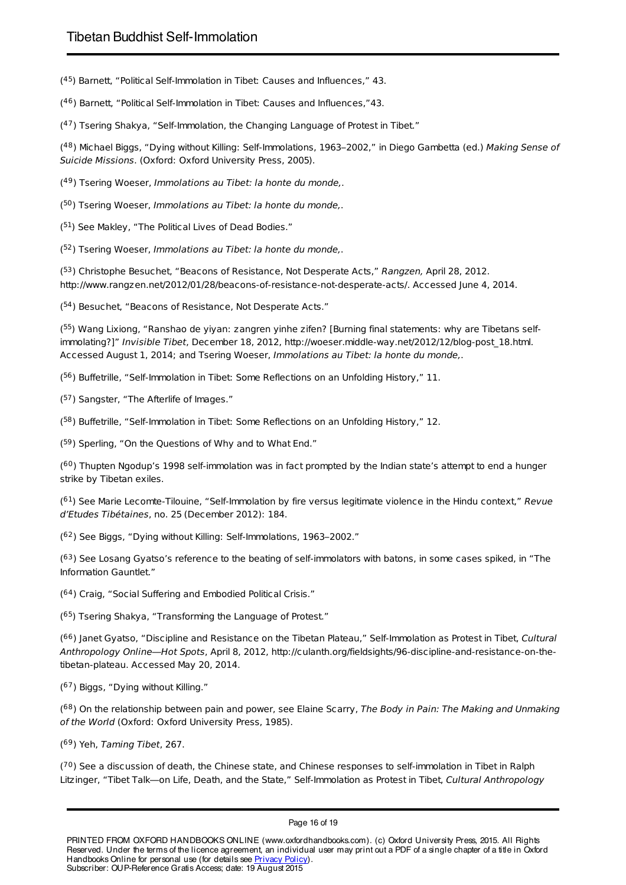([45]) Barnett, "Political Self-Immolation in Tibet: Causes and Influences," 43.

([46]) Barnett, "Political Self-Immolation in Tibet: Causes and Influences,"43.

([47]) Tsering Shakya, "Self-Immolation, the Changing Language of Protest in Tibet."

([48]) Michael Biggs, "Dying without Killing: Self-Immolations, 1963–2002," in Diego Gambetta (ed.) *Making Sense of Suicide Missions*. (Oxford: Oxford University Press, 2005).

([49]) Tsering Woeser, *Immolations au Tibet: la honte du monde,*.

([50]) Tsering Woeser, *Immolations au Tibet: la honte du monde,*.

([51]) See Makley, "The Political Lives of Dead Bodies."

([52]) Tsering Woeser, *Immolations au Tibet: la honte du monde,*.

([53]) Christophe Besuchet, "Beacons of Resistance, Not Desperate Acts," *Rangzen,* April 28, 2012. http://www.rangzen.net/2012/01/28/beacons-of-resistance-not-desperate-acts/. Accessed June 4, 2014.

([54]) Besuchet, "Beacons of Resistance, Not Desperate Acts."

([55]) Wang Lixiong, "Ranshao de yiyan: zangren yinhe zifen? [Burning final statements: why are Tibetans self-immolating?]" *Invisible Tibet*, December 18, 2012, http://woeser.middle-way.net/2012/12/blog-post_18.html. Accessed August 1, 2014; and Tsering Woeser, *Immolations au Tibet: la honte du monde,*.

([56]) Buffetrille, "Self-Immolation in Tibet: Some Reflections on an Unfolding History," 11.

([57]) Sangster, "The Afterlife of Images."

([58]) Buffetrille, "Self-Immolation in Tibet: Some Reflections on an Unfolding History," 12.

([59]) Sperling, "On the Questions of Why and to What End."

([60]) Thupten Ngodup's 1998 self-immolation was in fact prompted by the Indian state's attempt to end a hunger strike by Tibetan exiles.

([61]) See Marie Lecomte-Tilouine, "Self-Immolation by fire versus legitimate violence in the Hindu context," *Revue d'Etudes Tibétaines*, no. 25 (December 2012): 184.

([62]) See Biggs, "Dying without Killing: Self-Immolations, 1963–2002."

([63]) See Losang Gyatso's reference to the beating of self-immolators with batons, in some cases spiked, in "The Information Gauntlet."

([64]) Craig, "Social Suffering and Embodied Political Crisis."

([65]) Tsering Shakya, "Transforming the Language of Protest."

([66]) Janet Gyatso, "Discipline and Resistance on the Tibetan Plateau," Self-Immolation as Protest in Tibet, *Cultural Anthropology Online—Hot Spots*, April 8, 2012, http://culanth.org/fieldsights/96-discipline-and-resistance-on-the-tibetan-plateau. Accessed May 20, 2014.

([67]) Biggs, "Dying without Killing."

([68]) On the relationship between pain and power, see Elaine Scarry, *The Body in Pain: The Making and Unmaking of the World* (Oxford: Oxford University Press, 1985).

([69]) Yeh, *Taming Tibet*, 267.

([70]) See a discussion of death, the Chinese state, and Chinese responses to self-immolation in Tibet in Ralph Litzinger, "Tibet Talk—on Life, Death, and the State," Self-Immolation as Protest in Tibet, *Cultural Anthropology*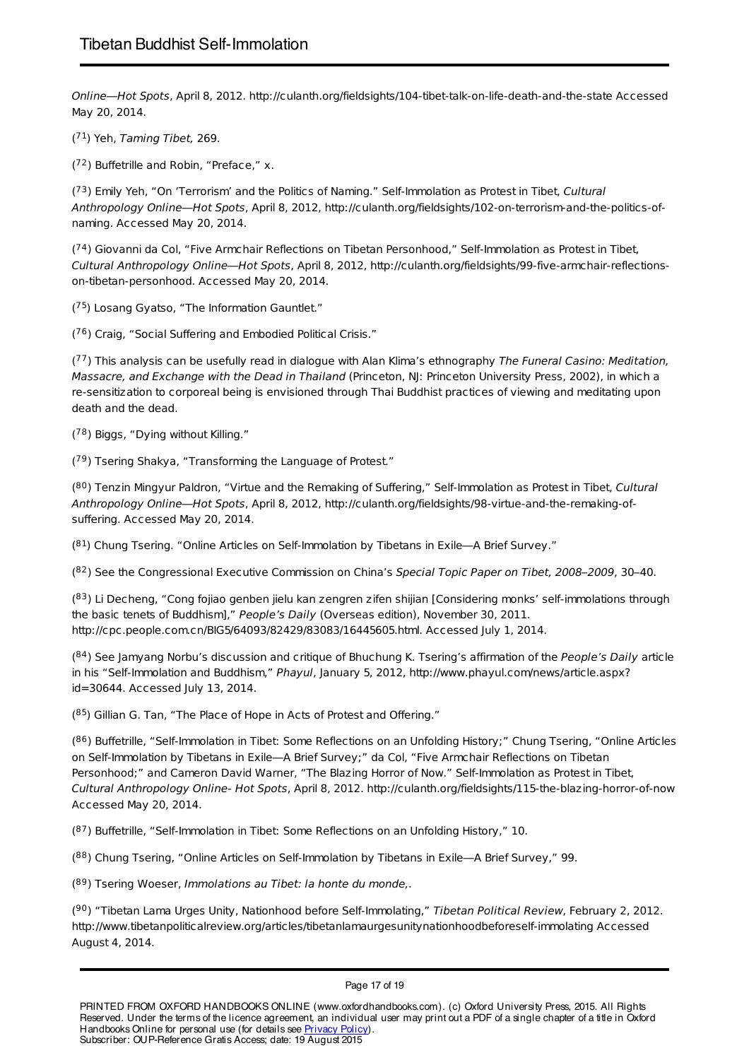*Online—Hot Spots*, April 8, 2012. http://culanth.org/fieldsights/104-tibet-talk-on-life-death-and-the-state Accessed May 20, 2014.

([71]) Yeh, *Taming Tibet,* 269.

([72]) Buffetrille and Robin, "Preface," x.

([73]) Emily Yeh, "On 'Terrorism' and the Politics of Naming." Self-Immolation as Protest in Tibet, *Cultural Anthropology Online—Hot Spots*, April 8, 2012, http://culanth.org/fieldsights/102-on-terrorism-and-the-politics-of-naming. Accessed May 20, 2014.

([74]) Giovanni da Col, "Five Armchair Reflections on Tibetan Personhood," Self-Immolation as Protest in Tibet, *Cultural Anthropology Online—Hot Spots*, April 8, 2012, http://culanth.org/fieldsights/99-five-armchair-reflections-on-tibetan-personhood. Accessed May 20, 2014.

([75]) Losang Gyatso, "The Information Gauntlet."

([76]) Craig, "Social Suffering and Embodied Political Crisis."

([77]) This analysis can be usefully read in dialogue with Alan Klima's ethnography *The Funeral Casino: Meditation, Massacre, and Exchange with the Dead in Thailand* (Princeton, NJ: Princeton University Press, 2002), in which a re-sensitization to corporeal being is envisioned through Thai Buddhist practices of viewing and meditating upon death and the dead.

([78]) Biggs, "Dying without Killing."

([79]) Tsering Shakya, "Transforming the Language of Protest."

([80]) Tenzin Mingyur Paldron, "Virtue and the Remaking of Suffering," Self-Immolation as Protest in Tibet, *Cultural Anthropology Online—Hot Spots*, April 8, 2012, http://culanth.org/fieldsights/98-virtue-and-the-remaking-of-suffering. Accessed May 20, 2014.

([81]) Chung Tsering. "Online Articles on Self-Immolation by Tibetans in Exile—A Brief Survey."

([82]) See the Congressional Executive Commission on China's *Special Topic Paper on Tibet, 2008–2009*, 30–40.

([83]) Li Decheng, "Cong fojiao genben jielu kan zengren zifen shijian [Considering monks' self-immolations through the basic tenets of Buddhism]," *People's Daily* (Overseas edition), November 30, 2011. http://cpc.people.com.cn/BIG5/64093/82429/83083/16445605.html. Accessed July 1, 2014.

([84]) See Jamyang Norbu's discussion and critique of Bhuchung K. Tsering's affirmation of the *People's Daily* article in his "Self-Immolation and Buddhism," *Phayul*, January 5, 2012, http://www.phayul.com/news/article.aspx?id=30644. Accessed July 13, 2014.

([85]) Gillian G. Tan, "The Place of Hope in Acts of Protest and Offering."

([86]) Buffetrille, "Self-Immolation in Tibet: Some Reflections on an Unfolding History;" Chung Tsering, "Online Articles on Self-Immolation by Tibetans in Exile—A Brief Survey;" da Col, "Five Armchair Reflections on Tibetan Personhood;" and Cameron David Warner, "The Blazing Horror of Now." Self-Immolation as Protest in Tibet, *Cultural Anthropology Online- Hot Spots*, April 8, 2012. http://culanth.org/fieldsights/115-the-blazing-horror-of-now Accessed May 20, 2014.

([87]) Buffetrille, "Self-Immolation in Tibet: Some Reflections on an Unfolding History," 10.

([88]) Chung Tsering, "Online Articles on Self-Immolation by Tibetans in Exile—A Brief Survey," 99.

([89]) Tsering Woeser, *Immolations au Tibet: la honte du monde,*.

([90]) "Tibetan Lama Urges Unity, Nationhood before Self-Immolating," *Tibetan Political Review*, February 2, 2012. http://www.tibetanpoliticalreview.org/articles/tibetanlamaurgesunitynationhoodbeforeself-immolating Accessed August 4, 2014.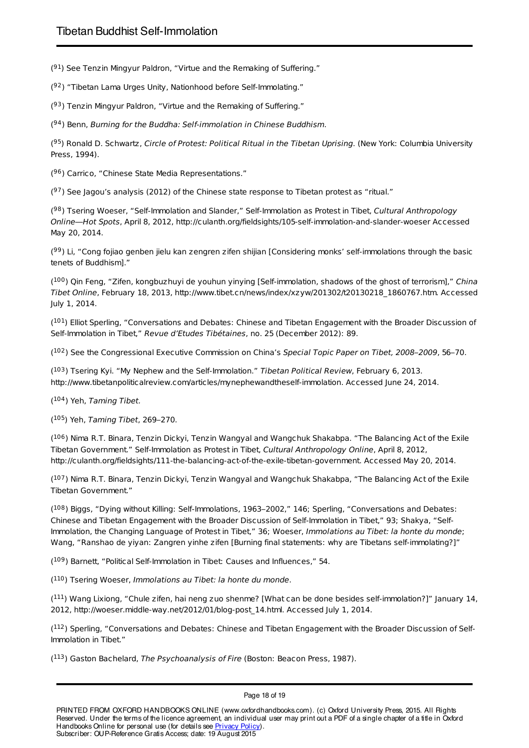([91]) See Tenzin Mingyur Paldron, "Virtue and the Remaking of Suffering."

([92]) "Tibetan Lama Urges Unity, Nationhood before Self-Immolating."

([93]) Tenzin Mingyur Paldron, "Virtue and the Remaking of Suffering."

([94]) Benn, *Burning for the Buddha: Self-immolation in Chinese Buddhism*.

([95]) Ronald D. Schwartz, *Circle of Protest: Political Ritual in the Tibetan Uprising*. (New York: Columbia University Press, 1994).

([96]) Carrico, "Chinese State Media Representations."

([97]) See Jagou's analysis (2012) of the Chinese state response to Tibetan protest as "ritual."

([98]) Tsering Woeser, "Self-Immolation and Slander," Self-Immolation as Protest in Tibet, *Cultural Anthropology Online—Hot Spots*, April 8, 2012, http://culanth.org/fieldsights/105-self-immolation-and-slander-woeser Accessed May 20, 2014.

([99]) Li, "Cong fojiao genben jielu kan zengren zifen shijian [Considering monks' self-immolations through the basic tenets of Buddhism]."

([100]) Qin Feng, "Zifen, kongbuzhuyi de youhun yinying [Self-immolation, shadows of the ghost of terrorism]," *China Tibet Online*, February 18, 2013, http://www.tibet.cn/news/index/xzyw/201302/t20130218_1860767.htm. Accessed July 1, 2014.

([101]) Elliot Sperling, "Conversations and Debates: Chinese and Tibetan Engagement with the Broader Discussion of Self-Immolation in Tibet," *Revue d'Etudes Tibétaines*, no. 25 (December 2012): 89.

([102]) See the Congressional Executive Commission on China's *Special Topic Paper on Tibet, 2008–2009*, 56–70.

([103]) Tsering Kyi. "My Nephew and the Self-Immolation." *Tibetan Political Review*, February 6, 2013. http://www.tibetanpoliticalreview.com/articles/mynephewandtheself-immolation. Accessed June 24, 2014.

([104]) Yeh, *Taming Tibet.*

([105]) Yeh, *Taming Tibet*, 269–270.

([106]) Nima R.T. Binara, Tenzin Dickyi, Tenzin Wangyal and Wangchuk Shakabpa. "The Balancing Act of the Exile Tibetan Government." Self-Immolation as Protest in Tibet, *Cultural Anthropology Online*, April 8, 2012, http://culanth.org/fieldsights/111-the-balancing-act-of-the-exile-tibetan-government. Accessed May 20, 2014.

([107]) Nima R.T. Binara, Tenzin Dickyi, Tenzin Wangyal and Wangchuk Shakabpa, "The Balancing Act of the Exile Tibetan Government."

([108]) Biggs, "Dying without Killing: Self-Immolations, 1963–2002," 146; Sperling, "Conversations and Debates: Chinese and Tibetan Engagement with the Broader Discussion of Self-Immolation in Tibet," 93; Shakya, "Self-Immolation, the Changing Language of Protest in Tibet," 36; Woeser, *Immolations au Tibet: la honte du monde*; Wang, "Ranshao de yiyan: Zangren yinhe zifen [Burning final statements: why are Tibetans self-immolating?]"

([109]) Barnett, "Political Self-Immolation in Tibet: Causes and Influences," 54.

([110]) Tsering Woeser, *Immolations au Tibet: la honte du monde*.

([111]) Wang Lixiong, "Chule zifen, hai neng zuo shenme? [What can be done besides self-immolation?]" January 14, 2012, http://woeser.middle-way.net/2012/01/blog-post_14.html. Accessed July 1, 2014.

([112]) Sperling, "Conversations and Debates: Chinese and Tibetan Engagement with the Broader Discussion of Self-Immolation in Tibet."

([113]) Gaston Bachelard, *The Psychoanalysis of Fire* (Boston: Beacon Press, 1987).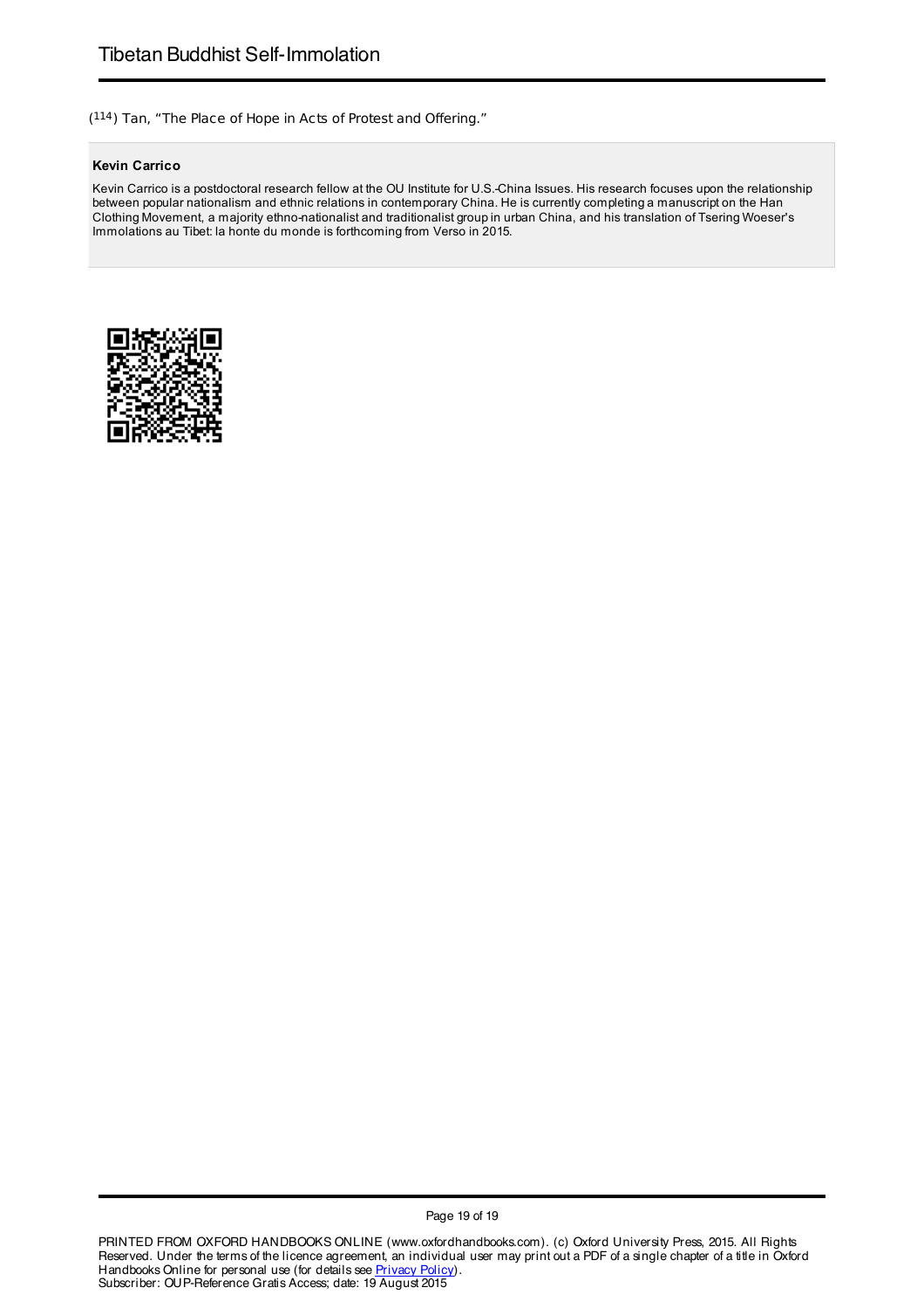(114) Tan, "The Place of Hope in Acts of Protest and Offering."

**Kevin Carrico**

Kevin Carrico is a postdoctoral research fellow at the OU Institute for U.S.-China Issues. His research focuses upon the relationship between popular nationalism and ethnic relations in contemporary China. He is currently completing a manuscript on the Han Clothing Movement, a majority ethno-nationalist and traditionalist group in urban China, and his translation of Tsering Woeser's Immolations au Tibet: la honte du monde is forthcoming from Verso in 2015.